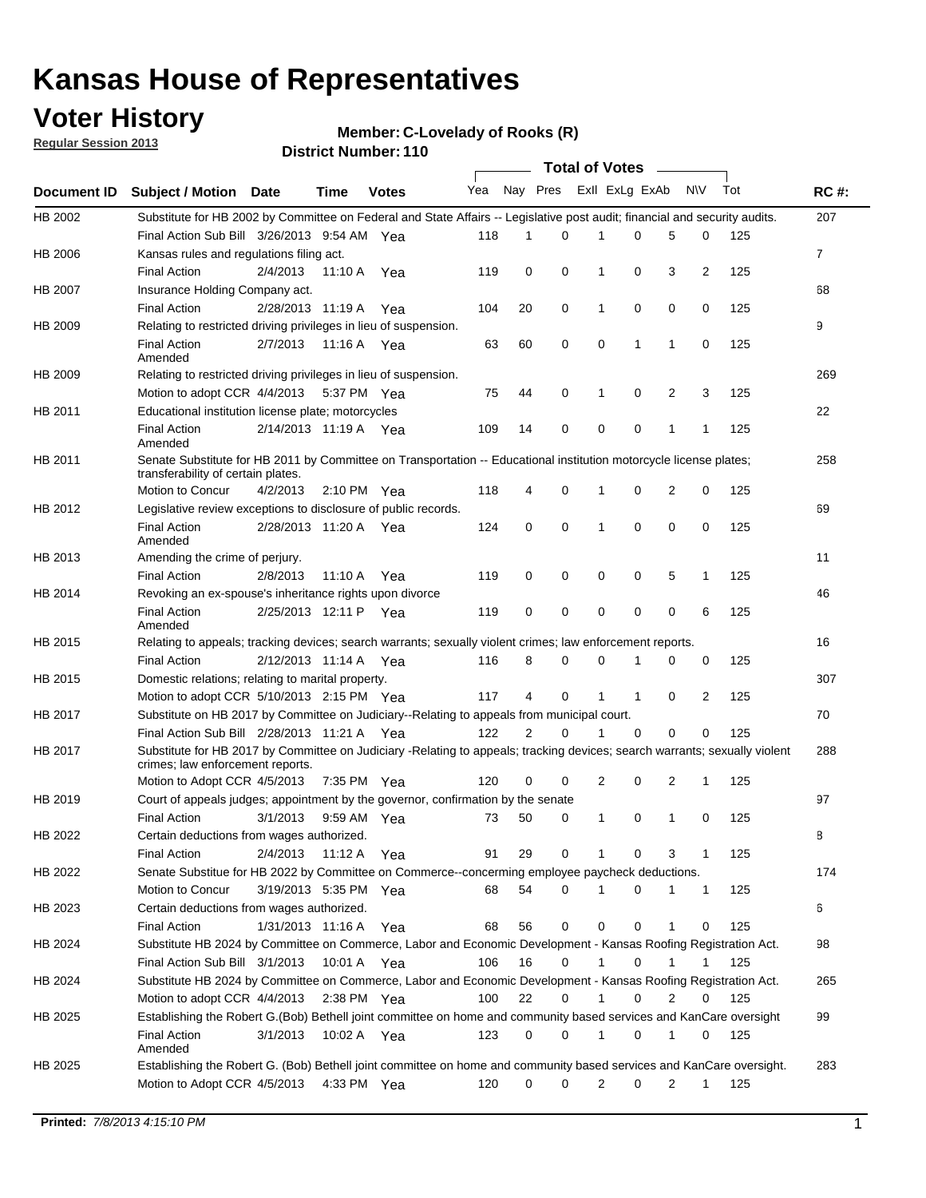# Kansas House of Representatives

## Voter History

**Regular Session 2013**

**Member: C-Lovelady of Rooks (R)**

**District Number: 110**

| Document ID | Subject / Motion | Date | Time | Votes | Yea | Nay | Pres | ExII | ExLg | ExAb | N\V | Tot | RC #: |
|---|---|---|---|---|---|---|---|---|---|---|---|---|---|
| HB 2002 | Substitute for HB 2002 by Committee on Federal and State Affairs -- Legislative post audit; financial and security audits. | | | | | | | | | | | | 207 |
| | Final Action Sub Bill | 3/26/2013 | 9:54 AM | Yea | 118 | 1 | 0 | 1 | 0 | 5 | 0 | 125 | |
| HB 2006 | Kansas rules and regulations filing act. | | | | | | | | | | | | 7 |
| | Final Action | 2/4/2013 | 11:10 A | Yea | 119 | 0 | 0 | 1 | 0 | 3 | 2 | 125 | |
| HB 2007 | Insurance Holding Company act. | | | | | | | | | | | | 68 |
| | Final Action | 2/28/2013 | 11:19 A | Yea | 104 | 20 | 0 | 1 | 0 | 0 | 0 | 125 | |
| HB 2009 | Relating to restricted driving privileges in lieu of suspension. | | | | | | | | | | | | 9 |
| | Final Action Amended | 2/7/2013 | 11:16 A | Yea | 63 | 60 | 0 | 0 | 1 | 1 | 0 | 125 | |
| HB 2009 | Relating to restricted driving privileges in lieu of suspension. | | | | | | | | | | | | 269 |
| | Motion to adopt CCR | 4/4/2013 | 5:37 PM | Yea | 75 | 44 | 0 | 1 | 0 | 2 | 3 | 125 | |
| HB 2011 | Educational institution license plate; motorcycles | | | | | | | | | | | | 22 |
| | Final Action Amended | 2/14/2013 | 11:19 A | Yea | 109 | 14 | 0 | 0 | 0 | 1 | 1 | 125 | |
| HB 2011 | Senate Substitute for HB 2011 by Committee on Transportation -- Educational institution motorcycle license plates; transferability of certain plates. | | | | | | | | | | | | 258 |
| | Motion to Concur | 4/2/2013 | 2:10 PM | Yea | 118 | 4 | 0 | 1 | 0 | 2 | 0 | 125 | |
| HB 2012 | Legislative review exceptions to disclosure of public records. | | | | | | | | | | | | 69 |
| | Final Action Amended | 2/28/2013 | 11:20 A | Yea | 124 | 0 | 0 | 1 | 0 | 0 | 0 | 125 | |
| HB 2013 | Amending the crime of perjury. | | | | | | | | | | | | 11 |
| | Final Action | 2/8/2013 | 11:10 A | Yea | 119 | 0 | 0 | 0 | 0 | 5 | 1 | 125 | |
| HB 2014 | Revoking an ex-spouse's inheritance rights upon divorce | | | | | | | | | | | | 46 |
| | Final Action Amended | 2/25/2013 | 12:11 P | Yea | 119 | 0 | 0 | 0 | 0 | 0 | 6 | 125 | |
| HB 2015 | Relating to appeals; tracking devices; search warrants; sexually violent crimes; law enforcement reports. | | | | | | | | | | | | 16 |
| | Final Action | 2/12/2013 | 11:14 A | Yea | 116 | 8 | 0 | 0 | 1 | 0 | 0 | 125 | |
| HB 2015 | Domestic relations; relating to marital property. | | | | | | | | | | | | 307 |
| | Motion to adopt CCR | 5/10/2013 | 2:15 PM | Yea | 117 | 4 | 0 | 1 | 1 | 0 | 2 | 125 | |
| HB 2017 | Substitute on HB 2017 by Committee on Judiciary--Relating to appeals from municipal court. | | | | | | | | | | | | 70 |
| | Final Action Sub Bill | 2/28/2013 | 11:21 A | Yea | 122 | 2 | 0 | 1 | 0 | 0 | 0 | 125 | |
| HB 2017 | Substitute for HB 2017 by Committee on Judiciary -Relating to appeals; tracking devices; search warrants; sexually violent crimes; law enforcement reports. | | | | | | | | | | | | 288 |
| | Motion to Adopt CCR | 4/5/2013 | 7:35 PM | Yea | 120 | 0 | 0 | 2 | 0 | 2 | 1 | 125 | |
| HB 2019 | Court of appeals judges; appointment by the governor, confirmation by the senate | | | | | | | | | | | | 97 |
| | Final Action | 3/1/2013 | 9:59 AM | Yea | 73 | 50 | 0 | 1 | 0 | 1 | 0 | 125 | |
| HB 2022 | Certain deductions from wages authorized. | | | | | | | | | | | | 8 |
| | Final Action | 2/4/2013 | 11:12 A | Yea | 91 | 29 | 0 | 1 | 0 | 3 | 1 | 125 | |
| HB 2022 | Senate Substitue for HB 2022 by Committee on Commerce--concerning employee paycheck deductions. | | | | | | | | | | | | 174 |
| | Motion to Concur | 3/19/2013 | 5:35 PM | Yea | 68 | 54 | 0 | 1 | 0 | 1 | 1 | 125 | |
| HB 2023 | Certain deductions from wages authorized. | | | | | | | | | | | | 6 |
| | Final Action | 1/31/2013 | 11:16 A | Yea | 68 | 56 | 0 | 0 | 0 | 1 | 0 | 125 | |
| HB 2024 | Substitute HB 2024 by Committee on Commerce, Labor and Economic Development - Kansas Roofing Registration Act. | | | | | | | | | | | | 98 |
| | Final Action Sub Bill | 3/1/2013 | 10:01 A | Yea | 106 | 16 | 0 | 1 | 0 | 1 | 1 | 125 | |
| HB 2024 | Substitute HB 2024 by Committee on Commerce, Labor and Economic Development - Kansas Roofing Registration Act. | | | | | | | | | | | | 265 |
| | Motion to adopt CCR | 4/4/2013 | 2:38 PM | Yea | 100 | 22 | 0 | 1 | 0 | 2 | 0 | 125 | |
| HB 2025 | Establishing the Robert G.(Bob) Bethell joint committee on home and community based services and KanCare oversight | | | | | | | | | | | | 99 |
| | Final Action Amended | 3/1/2013 | 10:02 A | Yea | 123 | 0 | 0 | 1 | 0 | 1 | 0 | 125 | |
| HB 2025 | Establishing the Robert G. (Bob) Bethell joint committee on home and community based services and KanCare oversight. | | | | | | | | | | | | 283 |
| | Motion to Adopt CCR | 4/5/2013 | 4:33 PM | Yea | 120 | 0 | 0 | 2 | 0 | 2 | 1 | 125 | |

**Printed:** *7/8/2013 4:15:10 PM*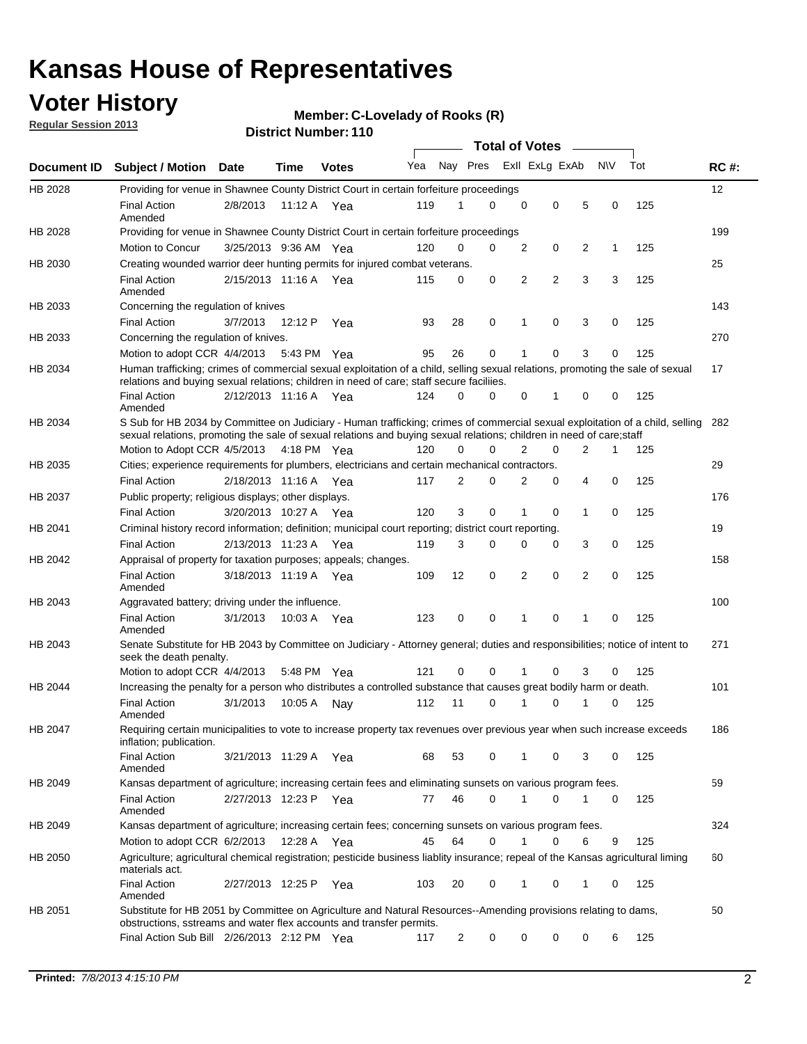# Kansas House of Representatives

## Voter History

**Regular Session 2013**

**Member: C-Lovelady of Rooks (R)**

**District Number: 110**

| Document ID | Subject / Motion | Date | Time | Votes | Yea | Nay | Pres | ExII | ExLg | ExAb | N\V | Tot | RC #: |
|---|---|---|---|---|---|---|---|---|---|---|---|---|---|
| HB 2028 | Providing for venue in Shawnee County District Court in certain forfeiture proceedings | | | | | | | | | | | | 12 |
| | Final Action Amended | 2/8/2013 | 11:12 A | Yea | 119 | 1 | 0 | 0 | 0 | 5 | 0 | 125 | |
| HB 2028 | Providing for venue in Shawnee County District Court in certain forfeiture proceedings | | | | | | | | | | | | 199 |
| | Motion to Concur | 3/25/2013 | 9:36 AM | Yea | 120 | 0 | 0 | 2 | 0 | 2 | 1 | 125 | |
| HB 2030 | Creating wounded warrior deer hunting permits for injured combat veterans. | | | | | | | | | | | | 25 |
| | Final Action Amended | 2/15/2013 | 11:16 A | Yea | 115 | 0 | 0 | 2 | 2 | 3 | 3 | 125 | |
| HB 2033 | Concerning the regulation of knives | | | | | | | | | | | | 143 |
| | Final Action | 3/7/2013 | 12:12 P | Yea | 93 | 28 | 0 | 1 | 0 | 3 | 0 | 125 | |
| HB 2033 | Concerning the regulation of knives. | | | | | | | | | | | | 270 |
| | Motion to adopt CCR | 4/4/2013 | 5:43 PM | Yea | 95 | 26 | 0 | 1 | 0 | 3 | 0 | 125 | |
| HB 2034 | Human trafficking; crimes of commercial sexual exploitation of a child, selling sexual relations, promoting the sale of sexual relations and buying sexual relations; children in need of care; staff secure faciliies. | | | | | | | | | | | | 17 |
| | Final Action Amended | 2/12/2013 | 11:16 A | Yea | 124 | 0 | 0 | 0 | 1 | 0 | 0 | 125 | |
| HB 2034 | S Sub for HB 2034 by Committee on Judiciary - Human trafficking; crimes of commercial sexual exploitation of a child, selling sexual relations, promoting the sale of sexual relations and buying sexual relations; children in need of care;staff | | | | | | | | | | | | 282 |
| | Motion to Adopt CCR | 4/5/2013 | 4:18 PM | Yea | 120 | 0 | 0 | 2 | 0 | 2 | 1 | 125 | |
| HB 2035 | Cities; experience requirements for plumbers, electricians and certain mechanical contractors. | | | | | | | | | | | | 29 |
| | Final Action | 2/18/2013 | 11:16 A | Yea | 117 | 2 | 0 | 2 | 0 | 4 | 0 | 125 | |
| HB 2037 | Public property; religious displays; other displays. | | | | | | | | | | | | 176 |
| | Final Action | 3/20/2013 | 10:27 A | Yea | 120 | 3 | 0 | 1 | 0 | 1 | 0 | 125 | |
| HB 2041 | Criminal history record information; definition; municipal court reporting; district court reporting. | | | | | | | | | | | | 19 |
| | Final Action | 2/13/2013 | 11:23 A | Yea | 119 | 3 | 0 | 0 | 0 | 3 | 0 | 125 | |
| HB 2042 | Appraisal of property for taxation purposes; appeals; changes. | | | | | | | | | | | | 158 |
| | Final Action Amended | 3/18/2013 | 11:19 A | Yea | 109 | 12 | 0 | 2 | 0 | 2 | 0 | 125 | |
| HB 2043 | Aggravated battery; driving under the influence. | | | | | | | | | | | | 100 |
| | Final Action Amended | 3/1/2013 | 10:03 A | Yea | 123 | 0 | 0 | 1 | 0 | 1 | 0 | 125 | |
| HB 2043 | Senate Substitute for HB 2043 by Committee on Judiciary - Attorney general; duties and responsibilities; notice of intent to seek the death penalty. | | | | | | | | | | | | 271 |
| | Motion to adopt CCR | 4/4/2013 | 5:48 PM | Yea | 121 | 0 | 0 | 1 | 0 | 3 | 0 | 125 | |
| HB 2044 | Increasing the penalty for a person who distributes a controlled substance that causes great bodily harm or death. | | | | | | | | | | | | 101 |
| | Final Action Amended | 3/1/2013 | 10:05 A | Nay | 112 | 11 | 0 | 1 | 0 | 1 | 0 | 125 | |
| HB 2047 | Requiring certain municipalities to vote to increase property tax revenues over previous year when such increase exceeds inflation; publication. | | | | | | | | | | | | 186 |
| | Final Action Amended | 3/21/2013 | 11:29 A | Yea | 68 | 53 | 0 | 1 | 0 | 3 | 0 | 125 | |
| HB 2049 | Kansas department of agriculture; increasing certain fees and eliminating sunsets on various program fees. | | | | | | | | | | | | 59 |
| | Final Action Amended | 2/27/2013 | 12:23 P | Yea | 77 | 46 | 0 | 1 | 0 | 1 | 0 | 125 | |
| HB 2049 | Kansas department of agriculture; increasing certain fees; concerning sunsets on various program fees. | | | | | | | | | | | | 324 |
| | Motion to adopt CCR | 6/2/2013 | 12:28 A | Yea | 45 | 64 | 0 | 1 | 0 | 6 | 9 | 125 | |
| HB 2050 | Agriculture; agricultural chemical registration; pesticide business liablity insurance; repeal of the Kansas agricultural liming materials act. | | | | | | | | | | | | 60 |
| | Final Action Amended | 2/27/2013 | 12:25 P | Yea | 103 | 20 | 0 | 1 | 0 | 1 | 0 | 125 | |
| HB 2051 | Substitute for HB 2051 by Committee on Agriculture and Natural Resources--Amending provisions relating to dams, obstructions, sstreams and water flex accounts and transfer permits. | | | | | | | | | | | | 50 |
| | Final Action Sub Bill | 2/26/2013 | 2:12 PM | Yea | 117 | 2 | 0 | 0 | 0 | 0 | 6 | 125 | |

**Printed:** *7/8/2013 4:15:10 PM*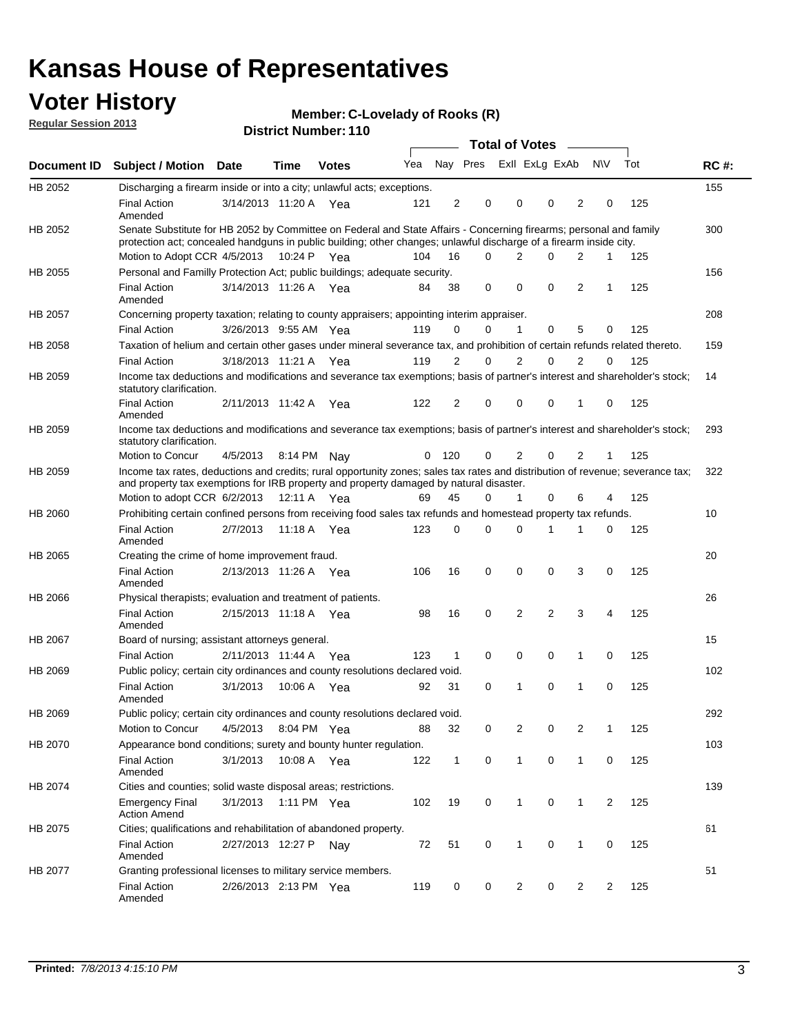# Kansas House of Representatives

## Voter History

**Regular Session 2013**

**Member: C-Lovelady of Rooks (R)**

**District Number: 110**

| Document ID | Subject / Motion | Date | Time | Votes | Yea | Nay | Pres | ExII | ExLg | ExAb | N\V | Tot | RC #: |
|---|---|---|---|---|---|---|---|---|---|---|---|---|---|
| HB 2052 | Discharging a firearm inside or into a city; unlawful acts; exceptions. | | | | | | | | | | | | 155 |
| | Final Action Amended | 3/14/2013 | 11:20 A | Yea | 121 | 2 | 0 | 0 | 0 | 2 | 0 | 125 | |
| HB 2052 | Senate Substitute for HB 2052 by Committee on Federal and State Affairs - Concerning firearms; personal and family protection act; concealed handguns in public building; other changes; unlawful discharge of a firearm inside city. | | | | | | | | | | | | 300 |
| | Motion to Adopt CCR | 4/5/2013 | 10:24 P | Yea | 104 | 16 | 0 | 2 | 0 | 2 | 1 | 125 | |
| HB 2055 | Personal and Familly Protection Act; public buildings; adequate security. | | | | | | | | | | | | 156 |
| | Final Action Amended | 3/14/2013 | 11:26 A | Yea | 84 | 38 | 0 | 0 | 0 | 2 | 1 | 125 | |
| HB 2057 | Concerning property taxation; relating to county appraisers; appointing interim appraiser. | | | | | | | | | | | | 208 |
| | Final Action | 3/26/2013 | 9:55 AM | Yea | 119 | 0 | 0 | 1 | 0 | 5 | 0 | 125 | |
| HB 2058 | Taxation of helium and certain other gases under mineral severance tax, and prohibition of certain refunds related thereto. | | | | | | | | | | | | 159 |
| | Final Action | 3/18/2013 | 11:21 A | Yea | 119 | 2 | 0 | 2 | 0 | 2 | 0 | 125 | |
| HB 2059 | Income tax deductions and modifications and severance tax exemptions; basis of partner's interest and shareholder's stock; statutory clarification. | | | | | | | | | | | | 14 |
| | Final Action Amended | 2/11/2013 | 11:42 A | Yea | 122 | 2 | 0 | 0 | 0 | 1 | 0 | 125 | |
| HB 2059 | Income tax deductions and modifications and severance tax exemptions; basis of partner's interest and shareholder's stock; statutory clarification. | | | | | | | | | | | | 293 |
| | Motion to Concur | 4/5/2013 | 8:14 PM | Nay | 0 | 120 | 0 | 2 | 0 | 2 | 1 | 125 | |
| HB 2059 | Income tax rates, deductions and credits; rural opportunity zones; sales tax rates and distribution of revenue; severance tax; and property tax exemptions for IRB property and property damaged by natural disaster. | | | | | | | | | | | | 322 |
| | Motion to adopt CCR | 6/2/2013 | 12:11 A | Yea | 69 | 45 | 0 | 1 | 0 | 6 | 4 | 125 | |
| HB 2060 | Prohibiting certain confined persons from receiving food sales tax refunds and homestead property tax refunds. | | | | | | | | | | | | 10 |
| | Final Action Amended | 2/7/2013 | 11:18 A | Yea | 123 | 0 | 0 | 0 | 1 | 1 | 0 | 125 | |
| HB 2065 | Creating the crime of home improvement fraud. | | | | | | | | | | | | 20 |
| | Final Action Amended | 2/13/2013 | 11:26 A | Yea | 106 | 16 | 0 | 0 | 0 | 3 | 0 | 125 | |
| HB 2066 | Physical therapists; evaluation and treatment of patients. | | | | | | | | | | | | 26 |
| | Final Action Amended | 2/15/2013 | 11:18 A | Yea | 98 | 16 | 0 | 2 | 2 | 3 | 4 | 125 | |
| HB 2067 | Board of nursing; assistant attorneys general. | | | | | | | | | | | | 15 |
| | Final Action | 2/11/2013 | 11:44 A | Yea | 123 | 1 | 0 | 0 | 0 | 1 | 0 | 125 | |
| HB 2069 | Public policy; certain city ordinances and county resolutions declared void. | | | | | | | | | | | | 102 |
| | Final Action Amended | 3/1/2013 | 10:06 A | Yea | 92 | 31 | 0 | 1 | 0 | 1 | 0 | 125 | |
| HB 2069 | Public policy; certain city ordinances and county resolutions declared void. | | | | | | | | | | | | 292 |
| | Motion to Concur | 4/5/2013 | 8:04 PM | Yea | 88 | 32 | 0 | 2 | 0 | 2 | 1 | 125 | |
| HB 2070 | Appearance bond conditions; surety and bounty hunter regulation. | | | | | | | | | | | | 103 |
| | Final Action Amended | 3/1/2013 | 10:08 A | Yea | 122 | 1 | 0 | 1 | 0 | 1 | 0 | 125 | |
| HB 2074 | Cities and counties; solid waste disposal areas; restrictions. | | | | | | | | | | | | 139 |
| | Emergency Final Action Amend | 3/1/2013 | 1:11 PM | Yea | 102 | 19 | 0 | 1 | 0 | 1 | 2 | 125 | |
| HB 2075 | Cities; qualifications and rehabilitation of abandoned property. | | | | | | | | | | | | 61 |
| | Final Action Amended | 2/27/2013 | 12:27 P | Nay | 72 | 51 | 0 | 1 | 0 | 1 | 0 | 125 | |
| HB 2077 | Granting professional licenses to military service members. | | | | | | | | | | | | 51 |
| | Final Action Amended | 2/26/2013 | 2:13 PM | Yea | 119 | 0 | 0 | 2 | 0 | 2 | 2 | 125 | |

**Printed:** *7/8/2013 4:15:10 PM*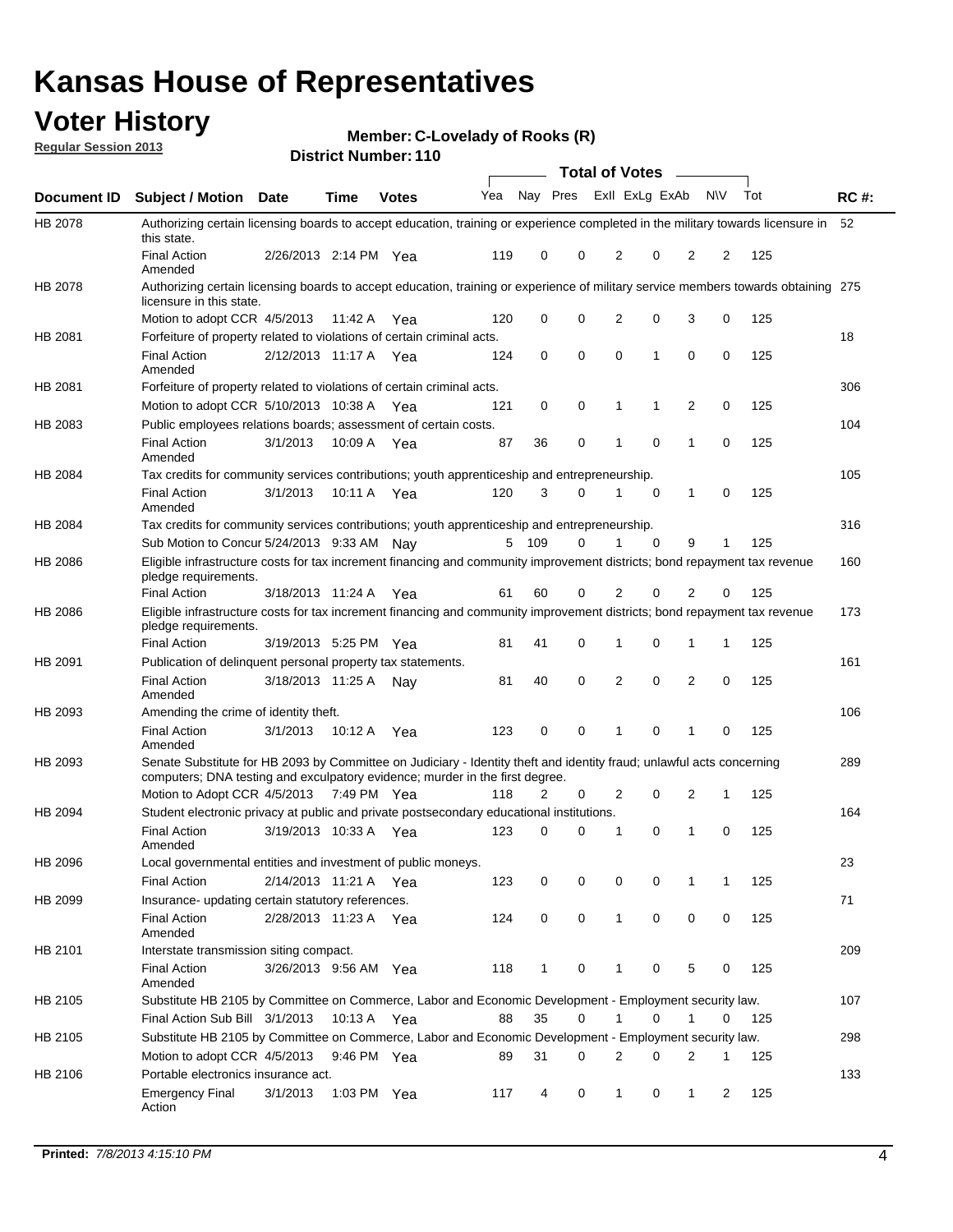# Kansas House of Representatives

## Voter History

**Regular Session 2013**

**Member: C-Lovelady of Rooks (R)**

**District Number: 110**

| Document ID | Subject / Motion | Date | Time | Votes | Yea | Nay | Pres | ExII | ExLg | ExAb | N\V | Tot | RC #: |
|---|---|---|---|---|---|---|---|---|---|---|---|---|---|
| HB 2078 | Authorizing certain licensing boards to accept education, training or experience completed in the military towards licensure in this state. | | | | | | | | | | | | 52 |
| | Final Action Amended | 2/26/2013 | 2:14 PM | Yea | 119 | 0 | 0 | 2 | 0 | 2 | 2 | 125 | |
| HB 2078 | Authorizing certain licensing boards to accept education, training or experience of military service members towards obtaining licensure in this state. | | | | | | | | | | | | 275 |
| | Motion to adopt CCR | 4/5/2013 | 11:42 A | Yea | 120 | 0 | 0 | 2 | 0 | 3 | 0 | 125 | |
| HB 2081 | Forfeiture of property related to violations of certain criminal acts. | | | | | | | | | | | | 18 |
| | Final Action Amended | 2/12/2013 | 11:17 A | Yea | 124 | 0 | 0 | 0 | 1 | 0 | 0 | 125 | |
| HB 2081 | Forfeiture of property related to violations of certain criminal acts. | | | | | | | | | | | | 306 |
| | Motion to adopt CCR | 5/10/2013 | 10:38 A | Yea | 121 | 0 | 0 | 1 | 1 | 2 | 0 | 125 | |
| HB 2083 | Public employees relations boards; assessment of certain costs. | | | | | | | | | | | | 104 |
| | Final Action Amended | 3/1/2013 | 10:09 A | Yea | 87 | 36 | 0 | 1 | 0 | 1 | 0 | 125 | |
| HB 2084 | Tax credits for community services contributions; youth apprenticeship and entrepreneurship. | | | | | | | | | | | | 105 |
| | Final Action Amended | 3/1/2013 | 10:11 A | Yea | 120 | 3 | 0 | 1 | 0 | 1 | 0 | 125 | |
| HB 2084 | Tax credits for community services contributions; youth apprenticeship and entrepreneurship. | | | | | | | | | | | | 316 |
| | Sub Motion to Concur | 5/24/2013 | 9:33 AM | Nay | 5 | 109 | 0 | 1 | 0 | 9 | 1 | 125 | |
| HB 2086 | Eligible infrastructure costs for tax increment financing and community improvement districts; bond repayment tax revenue pledge requirements. | | | | | | | | | | | | 160 |
| | Final Action | 3/18/2013 | 11:24 A | Yea | 61 | 60 | 0 | 2 | 0 | 2 | 0 | 125 | |
| HB 2086 | Eligible infrastructure costs for tax increment financing and community improvement districts; bond repayment tax revenue pledge requirements. | | | | | | | | | | | | 173 |
| | Final Action | 3/19/2013 | 5:25 PM | Yea | 81 | 41 | 0 | 1 | 0 | 1 | 1 | 125 | |
| HB 2091 | Publication of delinquent personal property tax statements. | | | | | | | | | | | | 161 |
| | Final Action Amended | 3/18/2013 | 11:25 A | Nay | 81 | 40 | 0 | 2 | 0 | 2 | 0 | 125 | |
| HB 2093 | Amending the crime of identity theft. | | | | | | | | | | | | 106 |
| | Final Action Amended | 3/1/2013 | 10:12 A | Yea | 123 | 0 | 0 | 1 | 0 | 1 | 0 | 125 | |
| HB 2093 | Senate Substitute for HB 2093 by Committee on Judiciary - Identity theft and identity fraud; unlawful acts concerning computers; DNA testing and exculpatory evidence; murder in the first degree. | | | | | | | | | | | | 289 |
| | Motion to Adopt CCR | 4/5/2013 | 7:49 PM | Yea | 118 | 2 | 0 | 2 | 0 | 2 | 1 | 125 | |
| HB 2094 | Student electronic privacy at public and private postsecondary educational institutions. | | | | | | | | | | | | 164 |
| | Final Action Amended | 3/19/2013 | 10:33 A | Yea | 123 | 0 | 0 | 1 | 0 | 1 | 0 | 125 | |
| HB 2096 | Local governmental entities and investment of public moneys. | | | | | | | | | | | | 23 |
| | Final Action | 2/14/2013 | 11:21 A | Yea | 123 | 0 | 0 | 0 | 0 | 1 | 1 | 125 | |
| HB 2099 | Insurance- updating certain statutory references. | | | | | | | | | | | | 71 |
| | Final Action Amended | 2/28/2013 | 11:23 A | Yea | 124 | 0 | 0 | 1 | 0 | 0 | 0 | 125 | |
| HB 2101 | Interstate transmission siting compact. | | | | | | | | | | | | 209 |
| | Final Action Amended | 3/26/2013 | 9:56 AM | Yea | 118 | 1 | 0 | 1 | 0 | 5 | 0 | 125 | |
| HB 2105 | Substitute HB 2105 by Committee on Commerce, Labor and Economic Development - Employment security law. | | | | | | | | | | | | 107 |
| | Final Action Sub Bill | 3/1/2013 | 10:13 A | Yea | 88 | 35 | 0 | 1 | 0 | 1 | 0 | 125 | |
| HB 2105 | Substitute HB 2105 by Committee on Commerce, Labor and Economic Development - Employment security law. | | | | | | | | | | | | 298 |
| | Motion to adopt CCR | 4/5/2013 | 9:46 PM | Yea | 89 | 31 | 0 | 2 | 0 | 2 | 1 | 125 | |
| HB 2106 | Portable electronics insurance act. | | | | | | | | | | | | 133 |
| | Emergency Final Action | 3/1/2013 | 1:03 PM | Yea | 117 | 4 | 0 | 1 | 0 | 1 | 2 | 125 | |

**Printed:** 7/8/2013 4:15:10 PM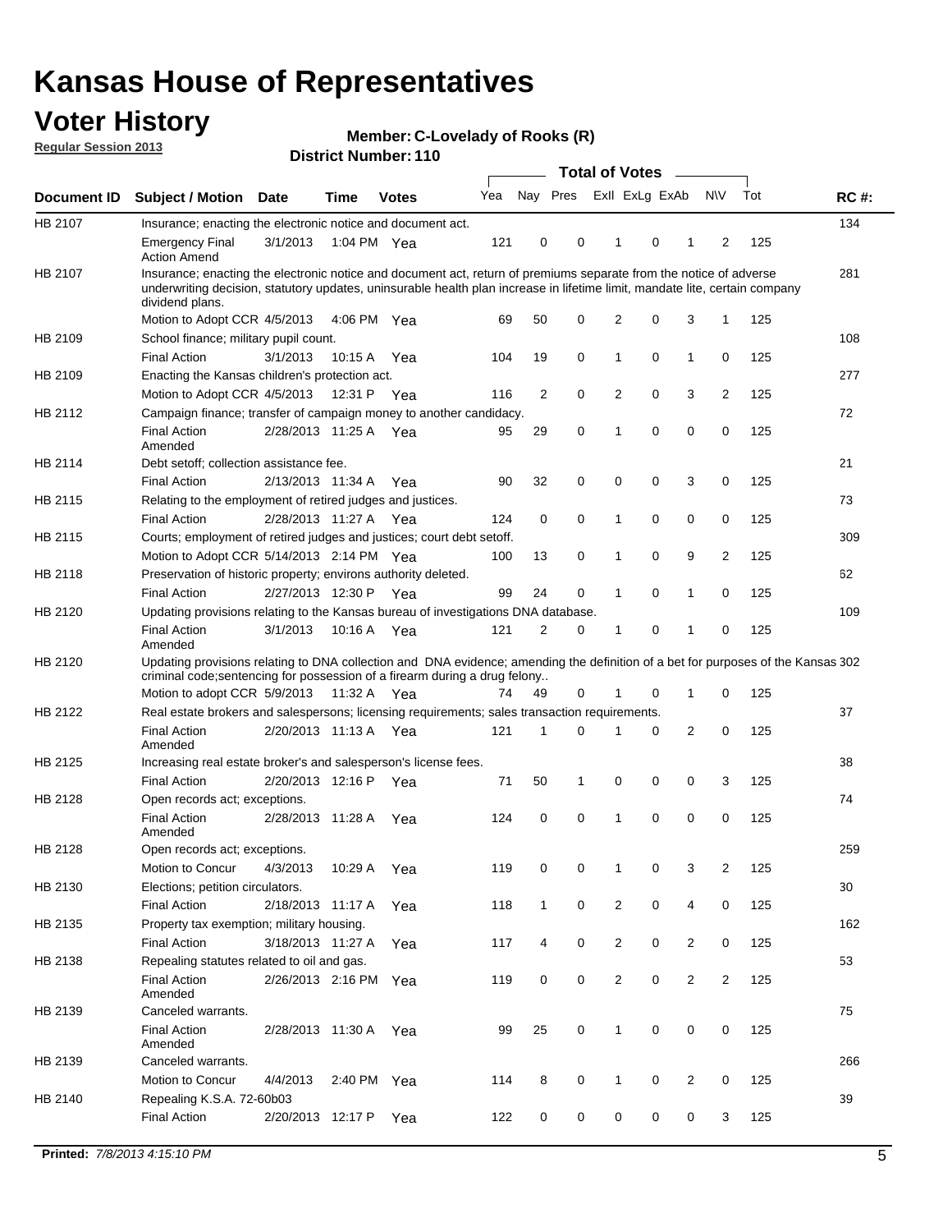# Kansas House of Representatives

## Voter History

**Regular Session 2013**

**Member: C-Lovelady of Rooks (R)**

**District Number: 110**

| Document ID | Subject / Motion | Date | Time | Votes | Yea | Nay | Pres | ExII | ExLg | ExAb | N\V | Tot | RC #: |
|---|---|---|---|---|---|---|---|---|---|---|---|---|---|
| HB 2107 | Insurance; enacting the electronic notice and document act. | | | | | | | | | | | | 134 |
| | Emergency Final Action Amend | 3/1/2013 | 1:04 PM | Yea | 121 | 0 | 0 | 1 | 0 | 1 | 2 | 125 | |
| HB 2107 | Insurance; enacting the electronic notice and document act, return of premiums separate from the notice of adverse underwriting decision, statutory updates, uninsurable health plan increase in lifetime limit, mandate lite, certain company dividend plans. | | | | | | | | | | | | 281 |
| | Motion to Adopt CCR | 4/5/2013 | 4:06 PM | Yea | 69 | 50 | 0 | 2 | 0 | 3 | 1 | 125 | |
| HB 2109 | School finance; military pupil count. | | | | | | | | | | | | 108 |
| | Final Action | 3/1/2013 | 10:15 A | Yea | 104 | 19 | 0 | 1 | 0 | 1 | 0 | 125 | |
| HB 2109 | Enacting the Kansas children's protection act. | | | | | | | | | | | | 277 |
| | Motion to Adopt CCR | 4/5/2013 | 12:31 P | Yea | 116 | 2 | 0 | 2 | 0 | 3 | 2 | 125 | |
| HB 2112 | Campaign finance; transfer of campaign money to another candidacy. | | | | | | | | | | | | 72 |
| | Final Action Amended | 2/28/2013 | 11:25 A | Yea | 95 | 29 | 0 | 1 | 0 | 0 | 0 | 125 | |
| HB 2114 | Debt setoff; collection assistance fee. | | | | | | | | | | | | 21 |
| | Final Action | 2/13/2013 | 11:34 A | Yea | 90 | 32 | 0 | 0 | 0 | 3 | 0 | 125 | |
| HB 2115 | Relating to the employment of retired judges and justices. | | | | | | | | | | | | 73 |
| | Final Action | 2/28/2013 | 11:27 A | Yea | 124 | 0 | 0 | 1 | 0 | 0 | 0 | 125 | |
| HB 2115 | Courts; employment of retired judges and justices; court debt setoff. | | | | | | | | | | | | 309 |
| | Motion to Adopt CCR | 5/14/2013 | 2:14 PM | Yea | 100 | 13 | 0 | 1 | 0 | 9 | 2 | 125 | |
| HB 2118 | Preservation of historic property; environs authority deleted. | | | | | | | | | | | | 62 |
| | Final Action | 2/27/2013 | 12:30 P | Yea | 99 | 24 | 0 | 1 | 0 | 1 | 0 | 125 | |
| HB 2120 | Updating provisions relating to the Kansas bureau of investigations DNA database. | | | | | | | | | | | | 109 |
| | Final Action Amended | 3/1/2013 | 10:16 A | Yea | 121 | 2 | 0 | 1 | 0 | 1 | 0 | 125 | |
| HB 2120 | Updating provisions relating to DNA collection and DNA evidence; amending the definition of a bet for purposes of the Kansas criminal code;sentencing for possession of a firearm during a drug felony.. | | | | | | | | | | | | 302 |
| | Motion to adopt CCR | 5/9/2013 | 11:32 A | Yea | 74 | 49 | 0 | 1 | 0 | 1 | 0 | 125 | |
| HB 2122 | Real estate brokers and salespersons; licensing requirements; sales transaction requirements. | | | | | | | | | | | | 37 |
| | Final Action Amended | 2/20/2013 | 11:13 A | Yea | 121 | 1 | 0 | 1 | 0 | 2 | 0 | 125 | |
| HB 2125 | Increasing real estate broker's and salesperson's license fees. | | | | | | | | | | | | 38 |
| | Final Action | 2/20/2013 | 12:16 P | Yea | 71 | 50 | 1 | 0 | 0 | 0 | 3 | 125 | |
| HB 2128 | Open records act; exceptions. | | | | | | | | | | | | 74 |
| | Final Action Amended | 2/28/2013 | 11:28 A | Yea | 124 | 0 | 0 | 1 | 0 | 0 | 0 | 125 | |
| HB 2128 | Open records act; exceptions. | | | | | | | | | | | | 259 |
| | Motion to Concur | 4/3/2013 | 10:29 A | Yea | 119 | 0 | 0 | 1 | 0 | 3 | 2 | 125 | |
| HB 2130 | Elections; petition circulators. | | | | | | | | | | | | 30 |
| | Final Action | 2/18/2013 | 11:17 A | Yea | 118 | 1 | 0 | 2 | 0 | 4 | 0 | 125 | |
| HB 2135 | Property tax exemption; military housing. | | | | | | | | | | | | 162 |
| | Final Action | 3/18/2013 | 11:27 A | Yea | 117 | 4 | 0 | 2 | 0 | 2 | 0 | 125 | |
| HB 2138 | Repealing statutes related to oil and gas. | | | | | | | | | | | | 53 |
| | Final Action Amended | 2/26/2013 | 2:16 PM | Yea | 119 | 0 | 0 | 2 | 0 | 2 | 2 | 125 | |
| HB 2139 | Canceled warrants. | | | | | | | | | | | | 75 |
| | Final Action Amended | 2/28/2013 | 11:30 A | Yea | 99 | 25 | 0 | 1 | 0 | 0 | 0 | 125 | |
| HB 2139 | Canceled warrants. | | | | | | | | | | | | 266 |
| | Motion to Concur | 4/4/2013 | 2:40 PM | Yea | 114 | 8 | 0 | 1 | 0 | 2 | 0 | 125 | |
| HB 2140 | Repealing K.S.A. 72-60b03 | | | | | | | | | | | | 39 |
| | Final Action | 2/20/2013 | 12:17 P | Yea | 122 | 0 | 0 | 0 | 0 | 0 | 3 | 125 | |

**Printed:** *7/8/2013 4:15:10 PM*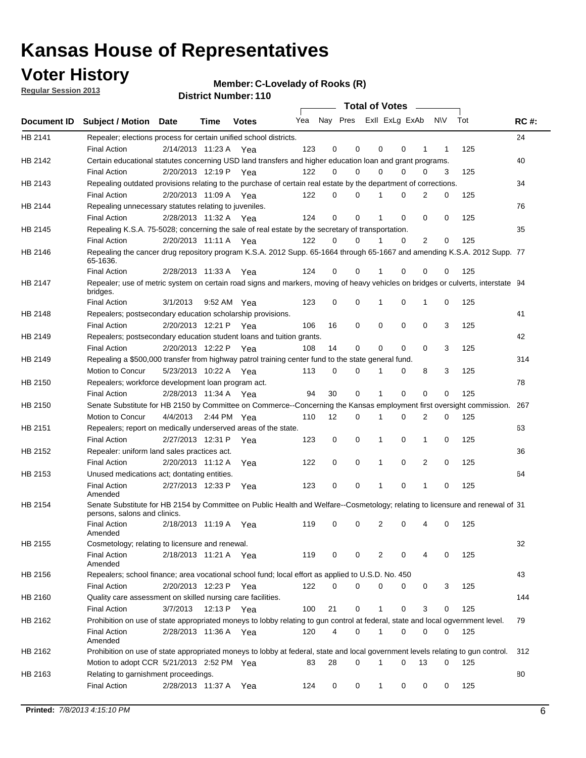# Kansas House of Representatives

## Voter History

**Regular Session 2013**

**Member: C-Lovelady of Rooks (R)**

**District Number: 110**

| Document ID | Subject / Motion | Date | Time | Votes | Yea | Nay | Pres | ExII | ExLg | ExAb | N\V | Tot | RC #: |
|---|---|---|---|---|---|---|---|---|---|---|---|---|---|
| HB 2141 | Repealer; elections process for certain unified school districts. | | | | | | | | | | | | 24 |
| | Final Action | 2/14/2013 | 11:23 A | Yea | 123 | 0 | 0 | 0 | 0 | 1 | 1 | 125 | |
| HB 2142 | Certain educational statutes concerning USD land transfers and higher education loan and grant programs. | | | | | | | | | | | | 40 |
| | Final Action | 2/20/2013 | 12:19 P | Yea | 122 | 0 | 0 | 0 | 0 | 0 | 3 | 125 | |
| HB 2143 | Repealing outdated provisions relating to the purchase of certain real estate by the department of corrections. | | | | | | | | | | | | 34 |
| | Final Action | 2/20/2013 | 11:09 A | Yea | 122 | 0 | 0 | 1 | 0 | 2 | 0 | 125 | |
| HB 2144 | Repealing unnecessary statutes relating to juveniles. | | | | | | | | | | | | 76 |
| | Final Action | 2/28/2013 | 11:32 A | Yea | 124 | 0 | 0 | 1 | 0 | 0 | 0 | 125 | |
| HB 2145 | Repealing K.S.A. 75-5028; concerning the sale of real estate by the secretary of transportation. | | | | | | | | | | | | 35 |
| | Final Action | 2/20/2013 | 11:11 A | Yea | 122 | 0 | 0 | 1 | 0 | 2 | 0 | 125 | |
| HB 2146 | Repealing the cancer drug repository program K.S.A. 2012 Supp. 65-1664 through 65-1667 and amending K.S.A. 2012 Supp. 65-1636. | | | | | | | | | | | | 77 |
| | Final Action | 2/28/2013 | 11:33 A | Yea | 124 | 0 | 0 | 1 | 0 | 0 | 0 | 125 | |
| HB 2147 | Repealer; use of metric system on certain road signs and markers, moving of heavy vehicles on bridges or culverts, interstate bridges. | | | | | | | | | | | | 94 |
| | Final Action | 3/1/2013 | 9:52 AM | Yea | 123 | 0 | 0 | 1 | 0 | 1 | 0 | 125 | |
| HB 2148 | Repealers; postsecondary education scholarship provisions. | | | | | | | | | | | | 41 |
| | Final Action | 2/20/2013 | 12:21 P | Yea | 106 | 16 | 0 | 0 | 0 | 0 | 3 | 125 | |
| HB 2149 | Repealers; postsecondary education student loans and tuition grants. | | | | | | | | | | | | 42 |
| | Final Action | 2/20/2013 | 12:22 P | Yea | 108 | 14 | 0 | 0 | 0 | 0 | 3 | 125 | |
| HB 2149 | Repealing a $500,000 transfer from highway patrol training center fund to the state general fund. | | | | | | | | | | | | 314 |
| | Motion to Concur | 5/23/2013 | 10:22 A | Yea | 113 | 0 | 0 | 1 | 0 | 8 | 3 | 125 | |
| HB 2150 | Repealers; workforce development loan program act. | | | | | | | | | | | | 78 |
| | Final Action | 2/28/2013 | 11:34 A | Yea | 94 | 30 | 0 | 1 | 0 | 0 | 0 | 125 | |
| HB 2150 | Senate Substitute for HB 2150 by Committee on Commerce--Concerning the Kansas employment first oversight commission. | | | | | | | | | | | | 267 |
| | Motion to Concur | 4/4/2013 | 2:44 PM | Yea | 110 | 12 | 0 | 1 | 0 | 2 | 0 | 125 | |
| HB 2151 | Repealers; report on medically underserved areas of the state. | | | | | | | | | | | | 63 |
| | Final Action | 2/27/2013 | 12:31 P | Yea | 123 | 0 | 0 | 1 | 0 | 1 | 0 | 125 | |
| HB 2152 | Repealer: uniform land sales practices act. | | | | | | | | | | | | 36 |
| | Final Action | 2/20/2013 | 11:12 A | Yea | 122 | 0 | 0 | 1 | 0 | 2 | 0 | 125 | |
| HB 2153 | Unused medications act; dontating entities. | | | | | | | | | | | | 64 |
| | Final Action Amended | 2/27/2013 | 12:33 P | Yea | 123 | 0 | 0 | 1 | 0 | 1 | 0 | 125 | |
| HB 2154 | Senate Substitute for HB 2154 by Committee on Public Health and Welfare--Cosmetology; relating to licensure and renewal of persons, salons and clinics. | | | | | | | | | | | | 31 |
| | Final Action Amended | 2/18/2013 | 11:19 A | Yea | 119 | 0 | 0 | 2 | 0 | 4 | 0 | 125 | |
| HB 2155 | Cosmetology; relating to licensure and renewal. | | | | | | | | | | | | 32 |
| | Final Action Amended | 2/18/2013 | 11:21 A | Yea | 119 | 0 | 0 | 2 | 0 | 4 | 0 | 125 | |
| HB 2156 | Repealers; school finance; area vocational school fund; local effort as applied to U.S.D. No. 450 | | | | | | | | | | | | 43 |
| | Final Action | 2/20/2013 | 12:23 P | Yea | 122 | 0 | 0 | 0 | 0 | 0 | 3 | 125 | |
| HB 2160 | Quality care assessment on skilled nursing care facilities. | | | | | | | | | | | | 144 |
| | Final Action | 3/7/2013 | 12:13 P | Yea | 100 | 21 | 0 | 1 | 0 | 3 | 0 | 125 | |
| HB 2162 | Prohibition on use of state appropriated moneys to lobby relating to gun control at federal, state and local ogvernment level. | | | | | | | | | | | | 79 |
| | Final Action Amended | 2/28/2013 | 11:36 A | Yea | 120 | 4 | 0 | 1 | 0 | 0 | 0 | 125 | |
| HB 2162 | Prohibition on use of state appropriated moneys to lobby at federal, state and local government levels relating to gun control. | | | | | | | | | | | | 312 |
| | Motion to adopt CCR | 5/21/2013 | 2:52 PM | Yea | 83 | 28 | 0 | 1 | 0 | 13 | 0 | 125 | |
| HB 2163 | Relating to garnishment proceedings. | | | | | | | | | | | | 80 |
| | Final Action | 2/28/2013 | 11:37 A | Yea | 124 | 0 | 0 | 1 | 0 | 0 | 0 | 125 | |

**Printed:** 7/8/2013 4:15:10 PM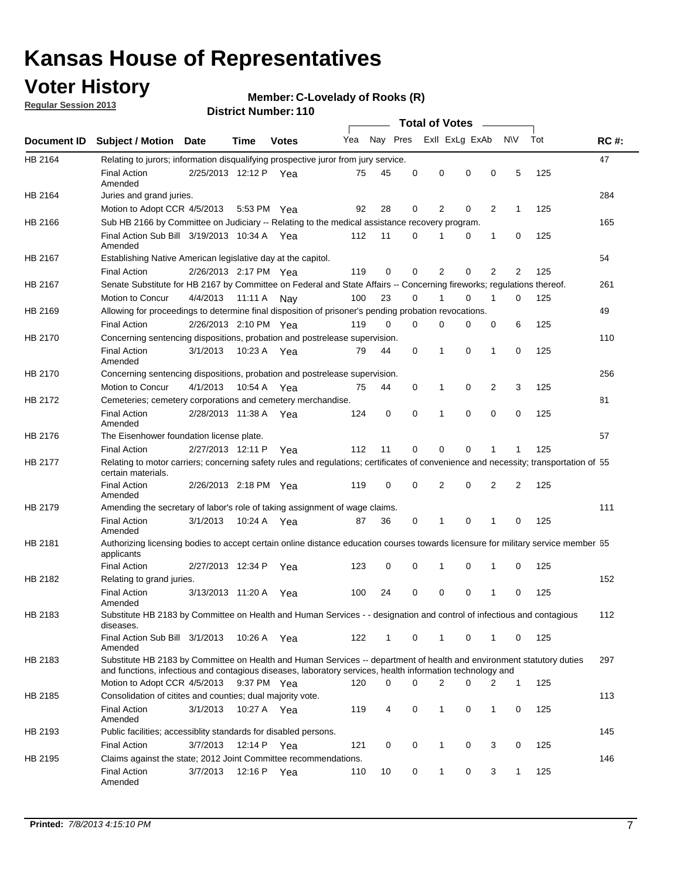# Kansas House of Representatives

## Voter History

**Regular Session 2013**

**Member: C-Lovelady of Rooks (R)**

**District Number: 110**

| Document ID | Subject / Motion | Date | Time | Votes | Yea | Nay | Pres | ExII | ExLg | ExAb | N\V | Tot | RC #: |
|---|---|---|---|---|---|---|---|---|---|---|---|---|---|
| HB 2164 | Relating to jurors; information disqualifying prospective juror from jury service. | | | | | | | | | | | | 47 |
| | Final Action Amended | 2/25/2013 | 12:12 P | Yea | 75 | 45 | 0 | 0 | 0 | 0 | 5 | 125 | |
| HB 2164 | Juries and grand juries. | | | | | | | | | | | | 284 |
| | Motion to Adopt CCR | 4/5/2013 | 5:53 PM | Yea | 92 | 28 | 0 | 2 | 0 | 2 | 1 | 125 | |
| HB 2166 | Sub HB 2166 by Committee on Judiciary -- Relating to the medical assistance recovery program. | | | | | | | | | | | | 165 |
| | Final Action Sub Bill Amended | 3/19/2013 | 10:34 A | Yea | 112 | 11 | 0 | 1 | 0 | 1 | 0 | 125 | |
| HB 2167 | Establishing Native American legislative day at the capitol. | | | | | | | | | | | | 54 |
| | Final Action | 2/26/2013 | 2:17 PM | Yea | 119 | 0 | 0 | 2 | 0 | 2 | 2 | 125 | |
| HB 2167 | Senate Substitute for HB 2167 by Committee on Federal and State Affairs -- Concerning fireworks; regulations thereof. | | | | | | | | | | | | 261 |
| | Motion to Concur | 4/4/2013 | 11:11 A | Nay | 100 | 23 | 0 | 1 | 0 | 1 | 0 | 125 | |
| HB 2169 | Allowing for proceedings to determine final disposition of prisoner's pending probation revocations. | | | | | | | | | | | | 49 |
| | Final Action | 2/26/2013 | 2:10 PM | Yea | 119 | 0 | 0 | 0 | 0 | 0 | 6 | 125 | |
| HB 2170 | Concerning sentencing dispositions, probation and postrelease supervision. | | | | | | | | | | | | 110 |
| | Final Action Amended | 3/1/2013 | 10:23 A | Yea | 79 | 44 | 0 | 1 | 0 | 1 | 0 | 125 | |
| HB 2170 | Concerning sentencing dispositions, probation and postrelease supervision. | | | | | | | | | | | | 256 |
| | Motion to Concur | 4/1/2013 | 10:54 A | Yea | 75 | 44 | 0 | 1 | 0 | 2 | 3 | 125 | |
| HB 2172 | Cemeteries; cemetery corporations and cemetery merchandise. | | | | | | | | | | | | 81 |
| | Final Action Amended | 2/28/2013 | 11:38 A | Yea | 124 | 0 | 0 | 1 | 0 | 0 | 0 | 125 | |
| HB 2176 | The Eisenhower foundation license plate. | | | | | | | | | | | | 57 |
| | Final Action | 2/27/2013 | 12:11 P | Yea | 112 | 11 | 0 | 0 | 0 | 1 | 1 | 125 | |
| HB 2177 | Relating to motor carriers; concerning safety rules and regulations; certificates of convenience and necessity; transportation of certain materials. | | | | | | | | | | | | 55 |
| | Final Action Amended | 2/26/2013 | 2:18 PM | Yea | 119 | 0 | 0 | 2 | 0 | 2 | 2 | 125 | |
| HB 2179 | Amending the secretary of labor's role of taking assignment of wage claims. | | | | | | | | | | | | 111 |
| | Final Action Amended | 3/1/2013 | 10:24 A | Yea | 87 | 36 | 0 | 1 | 0 | 1 | 0 | 125 | |
| HB 2181 | Authorizing licensing bodies to accept certain online distance education courses towards licensure for military service member applicants | | | | | | | | | | | | 65 |
| | Final Action | 2/27/2013 | 12:34 P | Yea | 123 | 0 | 0 | 1 | 0 | 1 | 0 | 125 | |
| HB 2182 | Relating to grand juries. | | | | | | | | | | | | 152 |
| | Final Action Amended | 3/13/2013 | 11:20 A | Yea | 100 | 24 | 0 | 0 | 0 | 1 | 0 | 125 | |
| HB 2183 | Substitute HB 2183 by Committee on Health and Human Services - - designation and control of infectious and contagious diseases. | | | | | | | | | | | | 112 |
| | Final Action Sub Bill Amended | 3/1/2013 | 10:26 A | Yea | 122 | 1 | 0 | 1 | 0 | 1 | 0 | 125 | |
| HB 2183 | Substitute HB 2183 by Committee on Health and Human Services -- department of health and environment statutory duties and functions, infectious and contagious diseases, laboratory services, health information technology and | | | | | | | | | | | | 297 |
| | Motion to Adopt CCR | 4/5/2013 | 9:37 PM | Yea | 120 | 0 | 0 | 2 | 0 | 2 | 1 | 125 | |
| HB 2185 | Consolidation of citites and counties; dual majority vote. | | | | | | | | | | | | 113 |
| | Final Action Amended | 3/1/2013 | 10:27 A | Yea | 119 | 4 | 0 | 1 | 0 | 1 | 0 | 125 | |
| HB 2193 | Public facilities; accessiblity standards for disabled persons. | | | | | | | | | | | | 145 |
| | Final Action | 3/7/2013 | 12:14 P | Yea | 121 | 0 | 0 | 1 | 0 | 3 | 0 | 125 | |
| HB 2195 | Claims against the state; 2012 Joint Committee recommendations. | | | | | | | | | | | | 146 |
| | Final Action Amended | 3/7/2013 | 12:16 P | Yea | 110 | 10 | 0 | 1 | 0 | 3 | 1 | 125 | |

**Printed:** *7/8/2013 4:15:10 PM*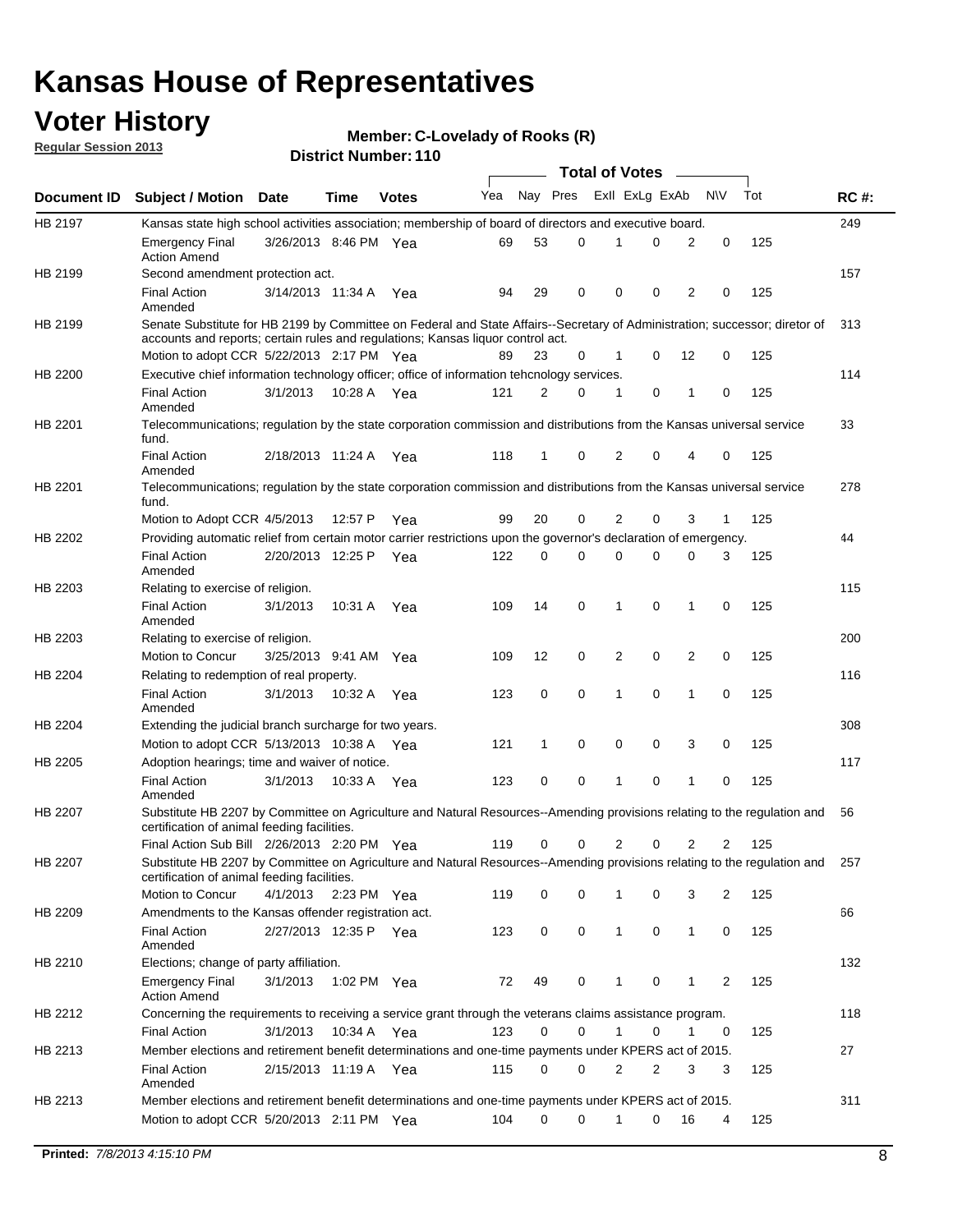# Kansas House of Representatives

## Voter History

**Regular Session 2013**

**Member: C-Lovelady of Rooks (R)**

**District Number: 110**

| Document ID | Subject / Motion | Date | Time | Votes | Yea | Nay | Pres | ExlI | ExLg | ExAb | N\V | Tot | RC #: |
|---|---|---|---|---|---|---|---|---|---|---|---|---|---|
| HB 2197 | Kansas state high school activities association; membership of board of directors and executive board. | | | | | | | | | | | | 249 |
| | Emergency Final Action Amend | 3/26/2013 | 8:46 PM | Yea | 69 | 53 | 0 | 1 | 0 | 2 | 0 | 125 | |
| HB 2199 | Second amendment protection act. | | | | | | | | | | | | 157 |
| | Final Action Amended | 3/14/2013 | 11:34 A | Yea | 94 | 29 | 0 | 0 | 0 | 2 | 0 | 125 | |
| HB 2199 | Senate Substitute for HB 2199 by Committee on Federal and State Affairs--Secretary of Administration; successor; diretor of accounts and reports; certain rules and regulations; Kansas liquor control act. | | | | | | | | | | | | 313 |
| | Motion to adopt CCR | 5/22/2013 | 2:17 PM | Yea | 89 | 23 | 0 | 1 | 0 | 12 | 0 | 125 | |
| HB 2200 | Executive chief information technology officer; office of information tehcnology services. | | | | | | | | | | | | 114 |
| | Final Action Amended | 3/1/2013 | 10:28 A | Yea | 121 | 2 | 0 | 1 | 0 | 1 | 0 | 125 | |
| HB 2201 | Telecommunications; regulation by the state corporation commission and distributions from the Kansas universal service fund. | | | | | | | | | | | | 33 |
| | Final Action Amended | 2/18/2013 | 11:24 A | Yea | 118 | 1 | 0 | 2 | 0 | 4 | 0 | 125 | |
| HB 2201 | Telecommunications; regulation by the state corporation commission and distributions from the Kansas universal service fund. | | | | | | | | | | | | 278 |
| | Motion to Adopt CCR | 4/5/2013 | 12:57 P | Yea | 99 | 20 | 0 | 2 | 0 | 3 | 1 | 125 | |
| HB 2202 | Providing automatic relief from certain motor carrier restrictions upon the governor's declaration of emergency. | | | | | | | | | | | | 44 |
| | Final Action Amended | 2/20/2013 | 12:25 P | Yea | 122 | 0 | 0 | 0 | 0 | 0 | 3 | 125 | |
| HB 2203 | Relating to exercise of religion. | | | | | | | | | | | | 115 |
| | Final Action Amended | 3/1/2013 | 10:31 A | Yea | 109 | 14 | 0 | 1 | 0 | 1 | 0 | 125 | |
| HB 2203 | Relating to exercise of religion. | | | | | | | | | | | | 200 |
| | Motion to Concur | 3/25/2013 | 9:41 AM | Yea | 109 | 12 | 0 | 2 | 0 | 2 | 0 | 125 | |
| HB 2204 | Relating to redemption of real property. | | | | | | | | | | | | 116 |
| | Final Action Amended | 3/1/2013 | 10:32 A | Yea | 123 | 0 | 0 | 1 | 0 | 1 | 0 | 125 | |
| HB 2204 | Extending the judicial branch surcharge for two years. | | | | | | | | | | | | 308 |
| | Motion to adopt CCR | 5/13/2013 | 10:38 A | Yea | 121 | 1 | 0 | 0 | 0 | 3 | 0 | 125 | |
| HB 2205 | Adoption hearings; time and waiver of notice. | | | | | | | | | | | | 117 |
| | Final Action Amended | 3/1/2013 | 10:33 A | Yea | 123 | 0 | 0 | 1 | 0 | 1 | 0 | 125 | |
| HB 2207 | Substitute HB 2207 by Committee on Agriculture and Natural Resources--Amending provisions relating to the regulation and certification of animal feeding facilities. | | | | | | | | | | | | 56 |
| | Final Action Sub Bill | 2/26/2013 | 2:20 PM | Yea | 119 | 0 | 0 | 2 | 0 | 2 | 2 | 125 | |
| HB 2207 | Substitute HB 2207 by Committee on Agriculture and Natural Resources--Amending provisions relating to the regulation and certification of animal feeding facilities. | | | | | | | | | | | | 257 |
| | Motion to Concur | 4/1/2013 | 2:23 PM | Yea | 119 | 0 | 0 | 1 | 0 | 3 | 2 | 125 | |
| HB 2209 | Amendments to the Kansas offender registration act. | | | | | | | | | | | | 66 |
| | Final Action Amended | 2/27/2013 | 12:35 P | Yea | 123 | 0 | 0 | 1 | 0 | 1 | 0 | 125 | |
| HB 2210 | Elections; change of party affiliation. | | | | | | | | | | | | 132 |
| | Emergency Final Action Amend | 3/1/2013 | 1:02 PM | Yea | 72 | 49 | 0 | 1 | 0 | 1 | 2 | 125 | |
| HB 2212 | Concerning the requirements to receiving a service grant through the veterans claims assistance program. | | | | | | | | | | | | 118 |
| | Final Action | 3/1/2013 | 10:34 A | Yea | 123 | 0 | 0 | 1 | 0 | 1 | 0 | 125 | |
| HB 2213 | Member elections and retirement benefit determinations and one-time payments under KPERS act of 2015. | | | | | | | | | | | | 27 |
| | Final Action Amended | 2/15/2013 | 11:19 A | Yea | 115 | 0 | 0 | 2 | 2 | 3 | 3 | 125 | |
| HB 2213 | Member elections and retirement benefit determinations and one-time payments under KPERS act of 2015. | | | | | | | | | | | | 311 |
| | Motion to adopt CCR | 5/20/2013 | 2:11 PM | Yea | 104 | 0 | 0 | 1 | 0 | 16 | 4 | 125 | |

**Printed:** *7/8/2013 4:15:10 PM*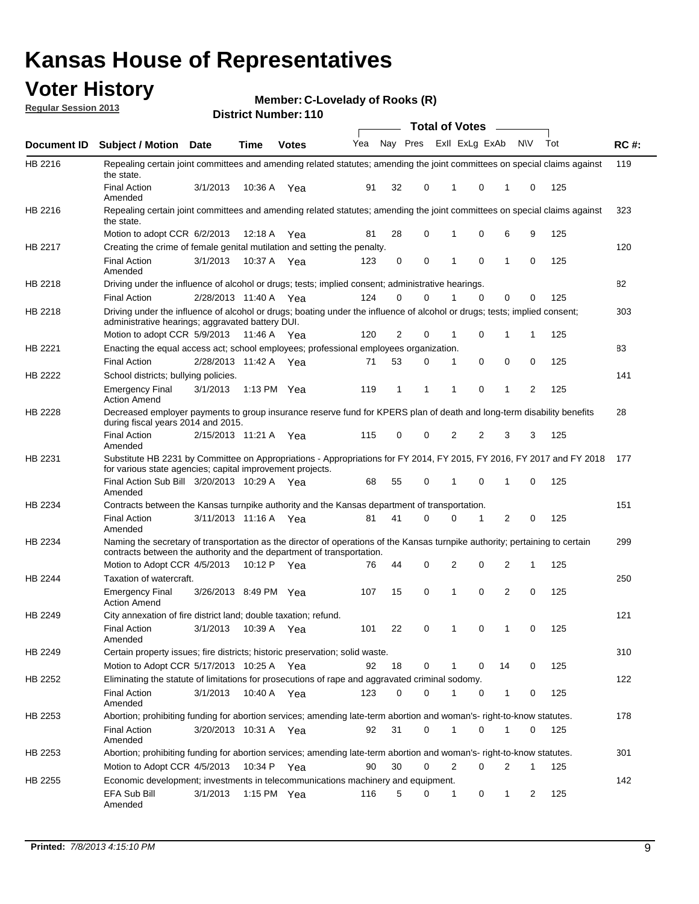# Kansas House of Representatives

## Voter History

**Regular Session 2013**

**Member: C-Lovelady of Rooks (R)**

**District Number: 110**

| Document ID | Subject / Motion | Date | Time | Votes | Yea | Nay | Pres | ExII | ExLg | ExAb | N\V | Tot | RC #: |
|---|---|---|---|---|---|---|---|---|---|---|---|---|---|
| HB 2216 | Repealing certain joint committees and amending related statutes; amending the joint committees on special claims against the state. | | | | | | | | | | | | 119 |
| | Final Action Amended | 3/1/2013 | 10:36 A | Yea | 91 | 32 | 0 | 1 | 0 | 1 | 0 | 125 | |
| HB 2216 | Repealing certain joint committees and amending related statutes; amending the joint committees on special claims against the state. | | | | | | | | | | | | 323 |
| | Motion to adopt CCR | 6/2/2013 | 12:18 A | Yea | 81 | 28 | 0 | 1 | 0 | 6 | 9 | 125 | |
| HB 2217 | Creating the crime of female genital mutilation and setting the penalty. | | | | | | | | | | | | 120 |
| | Final Action Amended | 3/1/2013 | 10:37 A | Yea | 123 | 0 | 0 | 1 | 0 | 1 | 0 | 125 | |
| HB 2218 | Driving under the influence of alcohol or drugs; tests; implied consent; administrative hearings. | | | | | | | | | | | | 82 |
| | Final Action | 2/28/2013 | 11:40 A | Yea | 124 | 0 | 0 | 1 | 0 | 0 | 0 | 125 | |
| HB 2218 | Driving under the influence of alcohol or drugs; boating under the influence of alcohol or drugs; tests; implied consent; administrative hearings; aggravated battery DUI. | | | | | | | | | | | | 303 |
| | Motion to adopt CCR | 5/9/2013 | 11:46 A | Yea | 120 | 2 | 0 | 1 | 0 | 1 | 1 | 125 | |
| HB 2221 | Enacting the equal access act; school employees; professional employees organization. | | | | | | | | | | | | 83 |
| | Final Action | 2/28/2013 | 11:42 A | Yea | 71 | 53 | 0 | 1 | 0 | 0 | 0 | 125 | |
| HB 2222 | School districts; bullying policies. | | | | | | | | | | | | 141 |
| | Emergency Final Action Amend | 3/1/2013 | 1:13 PM | Yea | 119 | 1 | 1 | 1 | 0 | 1 | 2 | 125 | |
| HB 2228 | Decreased employer payments to group insurance reserve fund for KPERS plan of death and long-term disability benefits during fiscal years 2014 and 2015. | | | | | | | | | | | | 28 |
| | Final Action Amended | 2/15/2013 | 11:21 A | Yea | 115 | 0 | 0 | 2 | 2 | 3 | 3 | 125 | |
| HB 2231 | Substitute HB 2231 by Committee on Appropriations - Appropriations for FY 2014, FY 2015, FY 2016, FY 2017 and FY 2018 for various state agencies; capital improvement projects. | | | | | | | | | | | | 177 |
| | Final Action Sub Bill Amended | 3/20/2013 | 10:29 A | Yea | 68 | 55 | 0 | 1 | 0 | 1 | 0 | 125 | |
| HB 2234 | Contracts between the Kansas turnpike authority and the Kansas department of transportation. | | | | | | | | | | | | 151 |
| | Final Action Amended | 3/11/2013 | 11:16 A | Yea | 81 | 41 | 0 | 0 | 1 | 2 | 0 | 125 | |
| HB 2234 | Naming the secretary of transportation as the director of operations of the Kansas turnpike authority; pertaining to certain contracts between the authority and the department of transportation. | | | | | | | | | | | | 299 |
| | Motion to Adopt CCR | 4/5/2013 | 10:12 P | Yea | 76 | 44 | 0 | 2 | 0 | 2 | 1 | 125 | |
| HB 2244 | Taxation of watercraft. | | | | | | | | | | | | 250 |
| | Emergency Final Action Amend | 3/26/2013 | 8:49 PM | Yea | 107 | 15 | 0 | 1 | 0 | 2 | 0 | 125 | |
| HB 2249 | City annexation of fire district land; double taxation; refund. | | | | | | | | | | | | 121 |
| | Final Action Amended | 3/1/2013 | 10:39 A | Yea | 101 | 22 | 0 | 1 | 0 | 1 | 0 | 125 | |
| HB 2249 | Certain property issues; fire districts; historic preservation; solid waste. | | | | | | | | | | | | 310 |
| | Motion to Adopt CCR | 5/17/2013 | 10:25 A | Yea | 92 | 18 | 0 | 1 | 0 | 14 | 0 | 125 | |
| HB 2252 | Eliminating the statute of limitations for prosecutions of rape and aggravated criminal sodomy. | | | | | | | | | | | | 122 |
| | Final Action Amended | 3/1/2013 | 10:40 A | Yea | 123 | 0 | 0 | 1 | 0 | 1 | 0 | 125 | |
| HB 2253 | Abortion; prohibiting funding for abortion services; amending late-term abortion and woman's- right-to-know statutes. | | | | | | | | | | | | 178 |
| | Final Action Amended | 3/20/2013 | 10:31 A | Yea | 92 | 31 | 0 | 1 | 0 | 1 | 0 | 125 | |
| HB 2253 | Abortion; prohibiting funding for abortion services; amending late-term abortion and woman's- right-to-know statutes. | | | | | | | | | | | | 301 |
| | Motion to Adopt CCR | 4/5/2013 | 10:34 P | Yea | 90 | 30 | 0 | 2 | 0 | 2 | 1 | 125 | |
| HB 2255 | Economic development; investments in telecommunications machinery and equipment. | | | | | | | | | | | | 142 |
| | EFA Sub Bill Amended | 3/1/2013 | 1:15 PM | Yea | 116 | 5 | 0 | 1 | 0 | 1 | 2 | 125 | |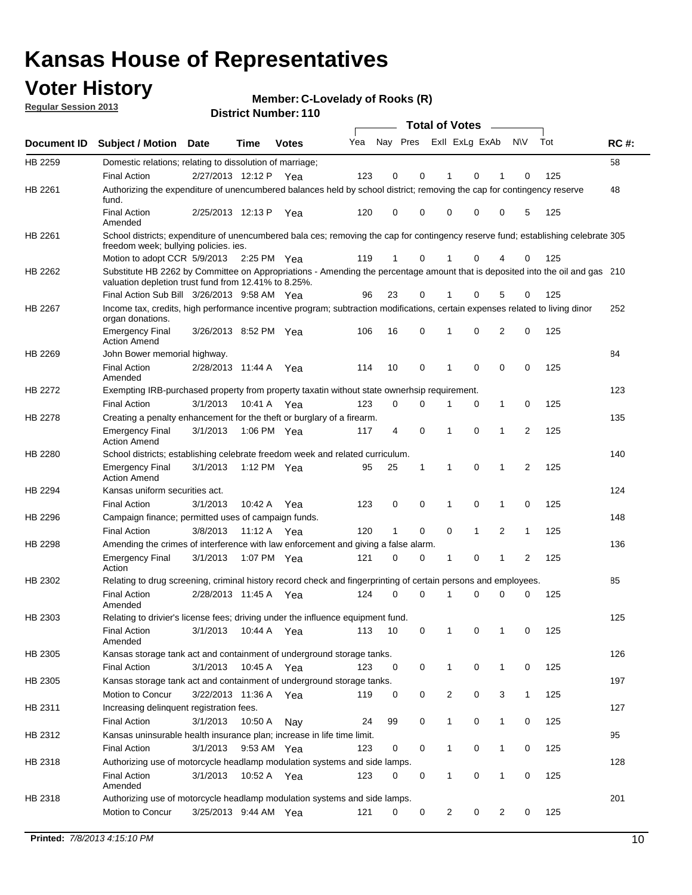# Kansas House of Representatives

## Voter History

**Regular Session 2013**

**Member: C-Lovelady of Rooks (R)**

**District Number: 110**

| Document ID | Subject / Motion | Date | Time | Votes | Yea | Nay | Pres | ExII | ExLg | ExAb | N\V | Tot | RC #: |
|---|---|---|---|---|---|---|---|---|---|---|---|---|---|
| HB 2259 | Domestic relations; relating to dissolution of marriage; | | | | | | | | | | | | 58 |
| | Final Action | 2/27/2013 | 12:12 P | Yea | 123 | 0 | 0 | 1 | 0 | 1 | 0 | 125 | |
| HB 2261 | Authorizing the expenditure of unencumbered balances held by school district; removing the cap for contingency reserve fund. | | | | | | | | | | | | 48 |
| | Final Action Amended | 2/25/2013 | 12:13 P | Yea | 120 | 0 | 0 | 0 | 0 | 0 | 5 | 125 | |
| HB 2261 | School districts; expenditure of unencumbered bala ces; removing the cap for contingency reserve fund; establishing celebrate freedom week; bullying policies. ies. | | | | | | | | | | | | 305 |
| | Motion to adopt CCR | 5/9/2013 | 2:25 PM | Yea | 119 | 1 | 0 | 1 | 0 | 4 | 0 | 125 | |
| HB 2262 | Substitute HB 2262 by Committee on Appropriations - Amending the percentage amount that is deposited into the oil and gas valuation depletion trust fund from 12.41% to 8.25%. | | | | | | | | | | | | 210 |
| | Final Action Sub Bill | 3/26/2013 | 9:58 AM | Yea | 96 | 23 | 0 | 1 | 0 | 5 | 0 | 125 | |
| HB 2267 | Income tax, credits, high performance incentive program; subtraction modifications, certain expenses related to living dinor organ donations. | | | | | | | | | | | | 252 |
| | Emergency Final Action Amend | 3/26/2013 | 8:52 PM | Yea | 106 | 16 | 0 | 1 | 0 | 2 | 0 | 125 | |
| HB 2269 | John Bower memorial highway. | | | | | | | | | | | | 84 |
| | Final Action Amended | 2/28/2013 | 11:44 A | Yea | 114 | 10 | 0 | 1 | 0 | 0 | 0 | 125 | |
| HB 2272 | Exempting IRB-purchased property from property taxatin without state ownerhsip requirement. | | | | | | | | | | | | 123 |
| | Final Action | 3/1/2013 | 10:41 A | Yea | 123 | 0 | 0 | 1 | 0 | 1 | 0 | 125 | |
| HB 2278 | Creating a penalty enhancement for the theft or burglary of a firearm. | | | | | | | | | | | | 135 |
| | Emergency Final Action Amend | 3/1/2013 | 1:06 PM | Yea | 117 | 4 | 0 | 1 | 0 | 1 | 2 | 125 | |
| HB 2280 | School districts; establishing celebrate freedom week and related curriculum. | | | | | | | | | | | | 140 |
| | Emergency Final Action Amend | 3/1/2013 | 1:12 PM | Yea | 95 | 25 | 1 | 1 | 0 | 1 | 2 | 125 | |
| HB 2294 | Kansas uniform securities act. | | | | | | | | | | | | 124 |
| | Final Action | 3/1/2013 | 10:42 A | Yea | 123 | 0 | 0 | 1 | 0 | 1 | 0 | 125 | |
| HB 2296 | Campaign finance; permitted uses of campaign funds. | | | | | | | | | | | | 148 |
| | Final Action | 3/8/2013 | 11:12 A | Yea | 120 | 1 | 0 | 0 | 1 | 2 | 1 | 125 | |
| HB 2298 | Amending the crimes of interference with law enforcement and giving a false alarm. | | | | | | | | | | | | 136 |
| | Emergency Final Action | 3/1/2013 | 1:07 PM | Yea | 121 | 0 | 0 | 1 | 0 | 1 | 2 | 125 | |
| HB 2302 | Relating to drug screening, criminal history record check and fingerprinting of certain persons and employees. | | | | | | | | | | | | 85 |
| | Final Action Amended | 2/28/2013 | 11:45 A | Yea | 124 | 0 | 0 | 1 | 0 | 0 | 0 | 125 | |
| HB 2303 | Relating to drivier's license fees; driving under the influence equipment fund. | | | | | | | | | | | | 125 |
| | Final Action Amended | 3/1/2013 | 10:44 A | Yea | 113 | 10 | 0 | 1 | 0 | 1 | 0 | 125 | |
| HB 2305 | Kansas storage tank act and containment of underground storage tanks. | | | | | | | | | | | | 126 |
| | Final Action | 3/1/2013 | 10:45 A | Yea | 123 | 0 | 0 | 1 | 0 | 1 | 0 | 125 | |
| HB 2305 | Kansas storage tank act and containment of underground storage tanks. | | | | | | | | | | | | 197 |
| | Motion to Concur | 3/22/2013 | 11:36 A | Yea | 119 | 0 | 0 | 2 | 0 | 3 | 1 | 125 | |
| HB 2311 | Increasing delinquent registration fees. | | | | | | | | | | | | 127 |
| | Final Action | 3/1/2013 | 10:50 A | Nay | 24 | 99 | 0 | 1 | 0 | 1 | 0 | 125 | |
| HB 2312 | Kansas uninsurable health insurance plan; increase in life time limit. | | | | | | | | | | | | 95 |
| | Final Action | 3/1/2013 | 9:53 AM | Yea | 123 | 0 | 0 | 1 | 0 | 1 | 0 | 125 | |
| HB 2318 | Authorizing use of motorcycle headlamp modulation systems and side lamps. | | | | | | | | | | | | 128 |
| | Final Action Amended | 3/1/2013 | 10:52 A | Yea | 123 | 0 | 0 | 1 | 0 | 1 | 0 | 125 | |
| HB 2318 | Authorizing use of motorcycle headlamp modulation systems and side lamps. | | | | | | | | | | | | 201 |
| | Motion to Concur | 3/25/2013 | 9:44 AM | Yea | 121 | 0 | 0 | 2 | 0 | 2 | 0 | 125 | |

**Printed:** *7/8/2013 4:15:10 PM*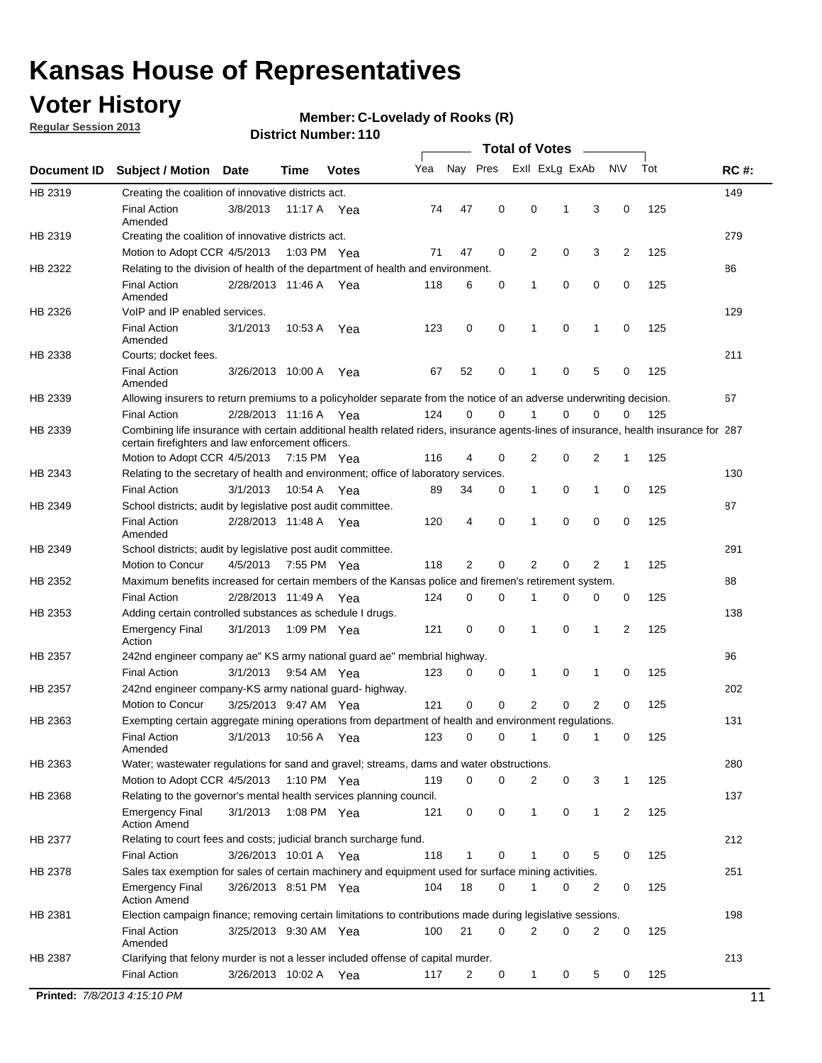# Kansas House of Representatives

## Voter History

**Regular Session 2013**

**Member: C-Lovelady of Rooks (R)**

**District Number: 110**

| Document ID | Subject / Motion | Date | Time | Votes | Yea | Nay | Pres | ExII | ExLg | ExAb | N\V | Tot | RC #: |
|---|---|---|---|---|---|---|---|---|---|---|---|---|---|
| HB 2319 | Creating the coalition of innovative districts act. | | | | | | | | | | | | 149 |
| | Final Action Amended | 3/8/2013 | 11:17 A | Yea | 74 | 47 | 0 | 0 | 1 | 3 | 0 | 125 | |
| HB 2319 | Creating the coalition of innovative districts act. | | | | | | | | | | | | 279 |
| | Motion to Adopt CCR | 4/5/2013 | 1:03 PM | Yea | 71 | 47 | 0 | 2 | 0 | 3 | 2 | 125 | |
| HB 2322 | Relating to the division of health of the department of health and environment. | | | | | | | | | | | | 86 |
| | Final Action Amended | 2/28/2013 | 11:46 A | Yea | 118 | 6 | 0 | 1 | 0 | 0 | 0 | 125 | |
| HB 2326 | VoIP and IP enabled services. | | | | | | | | | | | | 129 |
| | Final Action Amended | 3/1/2013 | 10:53 A | Yea | 123 | 0 | 0 | 1 | 0 | 1 | 0 | 125 | |
| HB 2338 | Courts; docket fees. | | | | | | | | | | | | 211 |
| | Final Action Amended | 3/26/2013 | 10:00 A | Yea | 67 | 52 | 0 | 1 | 0 | 5 | 0 | 125 | |
| HB 2339 | Allowing insurers to return premiums to a policyholder separate from the notice of an adverse underwriting decision. | | | | | | | | | | | | 67 |
| | Final Action | 2/28/2013 | 11:16 A | Yea | 124 | 0 | 0 | 1 | 0 | 0 | 0 | 125 | |
| HB 2339 | Combining life insurance with certain additional health related riders, insurance agents-lines of insurance, health insurance for certain firefighters and law enforcement officers. | | | | | | | | | | | | 287 |
| | Motion to Adopt CCR | 4/5/2013 | 7:15 PM | Yea | 116 | 4 | 0 | 2 | 0 | 2 | 1 | 125 | |
| HB 2343 | Relating to the secretary of health and environment; office of laboratory services. | | | | | | | | | | | | 130 |
| | Final Action | 3/1/2013 | 10:54 A | Yea | 89 | 34 | 0 | 1 | 0 | 1 | 0 | 125 | |
| HB 2349 | School districts; audit by legislative post audit committee. | | | | | | | | | | | | 87 |
| | Final Action Amended | 2/28/2013 | 11:48 A | Yea | 120 | 4 | 0 | 1 | 0 | 0 | 0 | 125 | |
| HB 2349 | School districts; audit by legislative post audit committee. | | | | | | | | | | | | 291 |
| | Motion to Concur | 4/5/2013 | 7:55 PM | Yea | 118 | 2 | 0 | 2 | 0 | 2 | 1 | 125 | |
| HB 2352 | Maximum benefits increased for certain members of the Kansas police and firemen's retirement system. | | | | | | | | | | | | 88 |
| | Final Action | 2/28/2013 | 11:49 A | Yea | 124 | 0 | 0 | 1 | 0 | 0 | 0 | 125 | |
| HB 2353 | Adding certain controlled substances as schedule I drugs. | | | | | | | | | | | | 138 |
| | Emergency Final Action | 3/1/2013 | 1:09 PM | Yea | 121 | 0 | 0 | 1 | 0 | 1 | 2 | 125 | |
| HB 2357 | 242nd engineer company ae" KS army national guard ae" membrial highway. | | | | | | | | | | | | 96 |
| | Final Action | 3/1/2013 | 9:54 AM | Yea | 123 | 0 | 0 | 1 | 0 | 1 | 0 | 125 | |
| HB 2357 | 242nd engineer company-KS army national guard- highway. | | | | | | | | | | | | 202 |
| | Motion to Concur | 3/25/2013 | 9:47 AM | Yea | 121 | 0 | 0 | 2 | 0 | 2 | 0 | 125 | |
| HB 2363 | Exempting certain aggregate mining operations from department of health and environment regulations. | | | | | | | | | | | | 131 |
| | Final Action Amended | 3/1/2013 | 10:56 A | Yea | 123 | 0 | 0 | 1 | 0 | 1 | 0 | 125 | |
| HB 2363 | Water; wastewater regulations for sand and gravel; streams, dams and water obstructions. | | | | | | | | | | | | 280 |
| | Motion to Adopt CCR | 4/5/2013 | 1:10 PM | Yea | 119 | 0 | 0 | 2 | 0 | 3 | 1 | 125 | |
| HB 2368 | Relating to the governor's mental health services planning council. | | | | | | | | | | | | 137 |
| | Emergency Final Action Amend | 3/1/2013 | 1:08 PM | Yea | 121 | 0 | 0 | 1 | 0 | 1 | 2 | 125 | |
| HB 2377 | Relating to court fees and costs; judicial branch surcharge fund. | | | | | | | | | | | | 212 |
| | Final Action | 3/26/2013 | 10:01 A | Yea | 118 | 1 | 0 | 1 | 0 | 5 | 0 | 125 | |
| HB 2378 | Sales tax exemption for sales of certain machinery and equipment used for surface mining activities. | | | | | | | | | | | | 251 |
| | Emergency Final Action Amend | 3/26/2013 | 8:51 PM | Yea | 104 | 18 | 0 | 1 | 0 | 2 | 0 | 125 | |
| HB 2381 | Election campaign finance; removing certain limitations to contributions made during legislative sessions. | | | | | | | | | | | | 198 |
| | Final Action Amended | 3/25/2013 | 9:30 AM | Yea | 100 | 21 | 0 | 2 | 0 | 2 | 0 | 125 | |
| HB 2387 | Clarifying that felony murder is not a lesser included offense of capital murder. | | | | | | | | | | | | 213 |
| | Final Action | 3/26/2013 | 10:02 A | Yea | 117 | 2 | 0 | 1 | 0 | 5 | 0 | 125 | |

**Printed:** *7/8/2013 4:15:10 PM*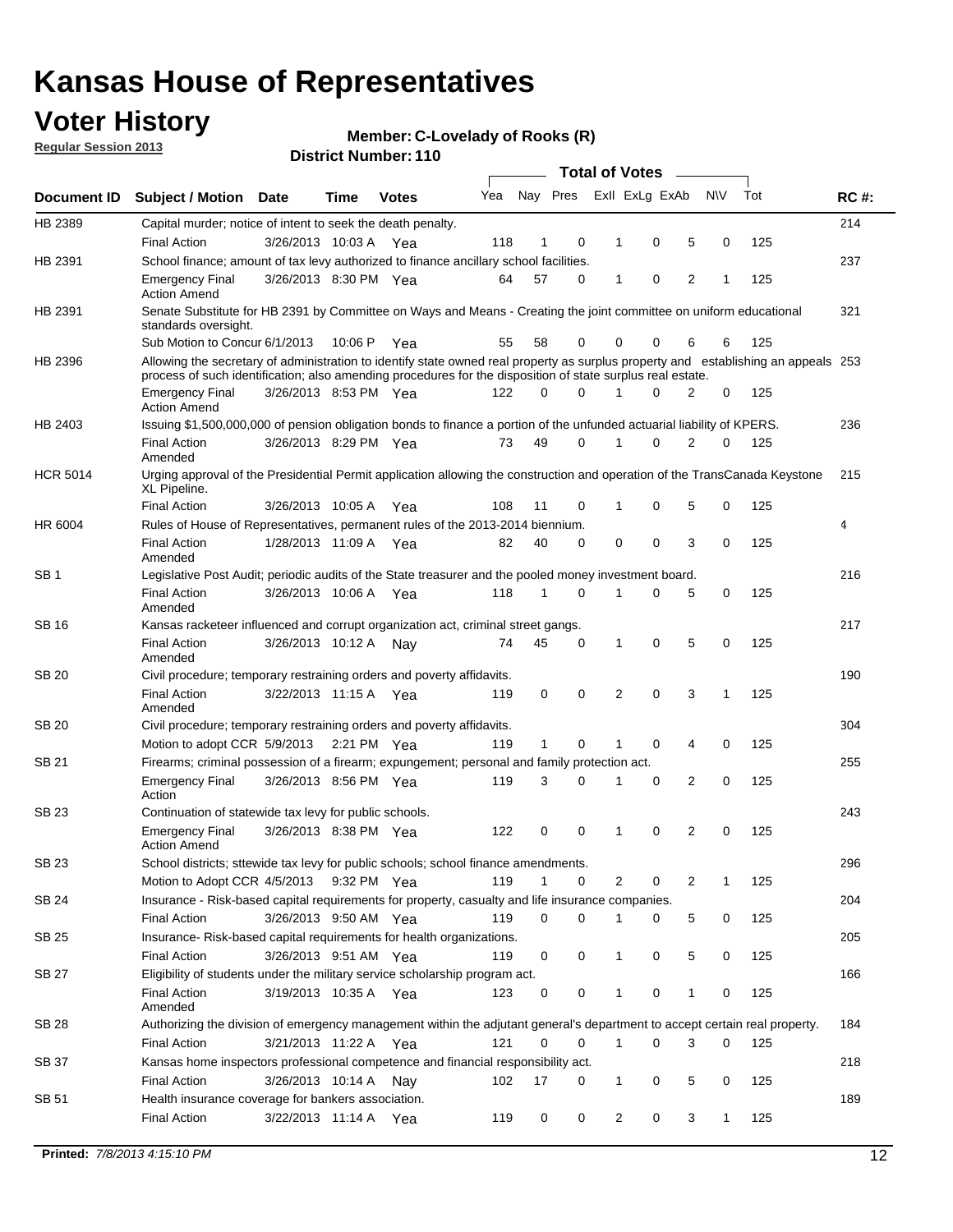# Kansas House of Representatives

## Voter History

**Regular Session 2013**

**Member: C-Lovelady of Rooks (R)**

**District Number: 110**

| Document ID | Subject / Motion | Date | Time | Votes | Yea | Nay | Pres | ExII | ExLg | ExAb | N\V | Tot | RC #: |
|---|---|---|---|---|---|---|---|---|---|---|---|---|---|
| HB 2389 | Capital murder; notice of intent to seek the death penalty. | | | | | | | | | | | | 214 |
| | Final Action | 3/26/2013 | 10:03 A | Yea | 118 | 1 | 0 | 1 | 0 | 5 | 0 | 125 | |
| HB 2391 | School finance; amount of tax levy authorized to finance ancillary school facilities. | | | | | | | | | | | | 237 |
| | Emergency Final Action Amend | 3/26/2013 | 8:30 PM | Yea | 64 | 57 | 0 | 1 | 0 | 2 | 1 | 125 | |
| HB 2391 | Senate Substitute for HB 2391 by Committee on Ways and Means - Creating the joint committee on uniform educational standards oversight. | | | | | | | | | | | | 321 |
| | Sub Motion to Concur | 6/1/2013 | 10:06 P | Yea | 55 | 58 | 0 | 0 | 0 | 6 | 6 | 125 | |
| HB 2396 | Allowing the secretary of administration to identify state owned real property as surplus property and establishing an appeals process of such identification; also amending procedures for the disposition of state surplus real estate. | | | | | | | | | | | | 253 |
| | Emergency Final Action Amend | 3/26/2013 | 8:53 PM | Yea | 122 | 0 | 0 | 1 | 0 | 2 | 0 | 125 | |
| HB 2403 | Issuing $1,500,000,000 of pension obligation bonds to finance a portion of the unfunded actuarial liability of KPERS. | | | | | | | | | | | | 236 |
| | Final Action Amended | 3/26/2013 | 8:29 PM | Yea | 73 | 49 | 0 | 1 | 0 | 2 | 0 | 125 | |
| HCR 5014 | Urging approval of the Presidential Permit application allowing the construction and operation of the TransCanada Keystone XL Pipeline. | | | | | | | | | | | | 215 |
| | Final Action | 3/26/2013 | 10:05 A | Yea | 108 | 11 | 0 | 1 | 0 | 5 | 0 | 125 | |
| HR 6004 | Rules of House of Representatives, permanent rules of the 2013-2014 biennium. | | | | | | | | | | | | 4 |
| | Final Action Amended | 1/28/2013 | 11:09 A | Yea | 82 | 40 | 0 | 0 | 0 | 3 | 0 | 125 | |
| SB 1 | Legislative Post Audit; periodic audits of the State treasurer and the pooled money investment board. | | | | | | | | | | | | 216 |
| | Final Action Amended | 3/26/2013 | 10:06 A | Yea | 118 | 1 | 0 | 1 | 0 | 5 | 0 | 125 | |
| SB 16 | Kansas racketeer influenced and corrupt organization act, criminal street gangs. | | | | | | | | | | | | 217 |
| | Final Action Amended | 3/26/2013 | 10:12 A | Nay | 74 | 45 | 0 | 1 | 0 | 5 | 0 | 125 | |
| SB 20 | Civil procedure; temporary restraining orders and poverty affidavits. | | | | | | | | | | | | 190 |
| | Final Action Amended | 3/22/2013 | 11:15 A | Yea | 119 | 0 | 0 | 2 | 0 | 3 | 1 | 125 | |
| SB 20 | Civil procedure; temporary restraining orders and poverty affidavits. | | | | | | | | | | | | 304 |
| | Motion to adopt CCR | 5/9/2013 | 2:21 PM | Yea | 119 | 1 | 0 | 1 | 0 | 4 | 0 | 125 | |
| SB 21 | Firearms; criminal possession of a firearm; expungement; personal and family protection act. | | | | | | | | | | | | 255 |
| | Emergency Final Action | 3/26/2013 | 8:56 PM | Yea | 119 | 3 | 0 | 1 | 0 | 2 | 0 | 125 | |
| SB 23 | Continuation of statewide tax levy for public schools. | | | | | | | | | | | | 243 |
| | Emergency Final Action Amend | 3/26/2013 | 8:38 PM | Yea | 122 | 0 | 0 | 1 | 0 | 2 | 0 | 125 | |
| SB 23 | School districts; sttewide tax levy for public schools; school finance amendments. | | | | | | | | | | | | 296 |
| | Motion to Adopt CCR | 4/5/2013 | 9:32 PM | Yea | 119 | 1 | 0 | 2 | 0 | 2 | 1 | 125 | |
| SB 24 | Insurance - Risk-based capital requirements for property, casualty and life insurance companies. | | | | | | | | | | | | 204 |
| | Final Action | 3/26/2013 | 9:50 AM | Yea | 119 | 0 | 0 | 1 | 0 | 5 | 0 | 125 | |
| SB 25 | Insurance- Risk-based capital requirements for health organizations. | | | | | | | | | | | | 205 |
| | Final Action | 3/26/2013 | 9:51 AM | Yea | 119 | 0 | 0 | 1 | 0 | 5 | 0 | 125 | |
| SB 27 | Eligibility of students under the military service scholarship program act. | | | | | | | | | | | | 166 |
| | Final Action Amended | 3/19/2013 | 10:35 A | Yea | 123 | 0 | 0 | 1 | 0 | 1 | 0 | 125 | |
| SB 28 | Authorizing the division of emergency management within the adjutant general's department to accept certain real property. | | | | | | | | | | | | 184 |
| | Final Action | 3/21/2013 | 11:22 A | Yea | 121 | 0 | 0 | 1 | 0 | 3 | 0 | 125 | |
| SB 37 | Kansas home inspectors professional competence and financial responsibility act. | | | | | | | | | | | | 218 |
| | Final Action | 3/26/2013 | 10:14 A | Nay | 102 | 17 | 0 | 1 | 0 | 5 | 0 | 125 | |
| SB 51 | Health insurance coverage for bankers association. | | | | | | | | | | | | 189 |
| | Final Action | 3/22/2013 | 11:14 A | Yea | 119 | 0 | 0 | 2 | 0 | 3 | 1 | 125 | |

Printed: 7/8/2013 4:15:10 PM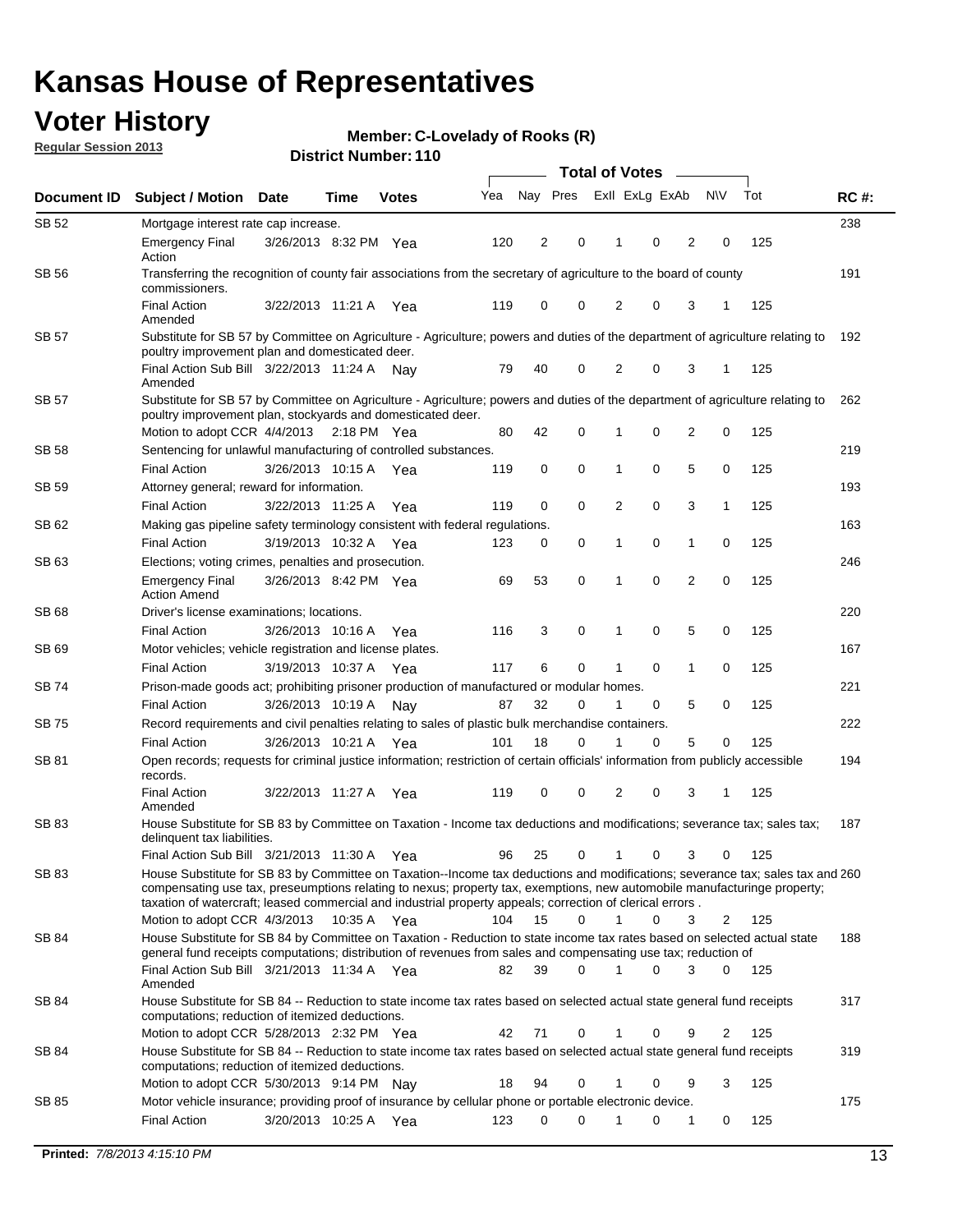# Kansas House of Representatives

## Voter History

**Regular Session 2013**

**Member: C-Lovelady of Rooks (R)**

**District Number: 110**

| Document ID | Subject / Motion | Date | Time | Votes | Yea | Nay | Pres | ExII | ExLg | ExAb | N\V | Tot | RC #: |
|---|---|---|---|---|---|---|---|---|---|---|---|---|---|
| SB 52 | Mortgage interest rate cap increase. | | | | | | | | | | | | 238 |
| | Emergency Final Action | 3/26/2013 | 8:32 PM | Yea | 120 | 2 | 0 | 1 | 0 | 2 | 0 | 125 | |
| SB 56 | Transferring the recognition of county fair associations from the secretary of agriculture to the board of county commissioners. | | | | | | | | | | | | 191 |
| | Final Action Amended | 3/22/2013 | 11:21 A | Yea | 119 | 0 | 0 | 2 | 0 | 3 | 1 | 125 | |
| SB 57 | Substitute for SB 57 by Committee on Agriculture - Agriculture; powers and duties of the department of agriculture relating to poultry improvement plan and domesticated deer. | | | | | | | | | | | | 192 |
| | Final Action Sub Bill Amended | 3/22/2013 | 11:24 A | Nay | 79 | 40 | 0 | 2 | 0 | 3 | 1 | 125 | |
| SB 57 | Substitute for SB 57 by Committee on Agriculture - Agriculture; powers and duties of the department of agriculture relating to poultry improvement plan, stockyards and domesticated deer. | | | | | | | | | | | | 262 |
| | Motion to adopt CCR | 4/4/2013 | 2:18 PM | Yea | 80 | 42 | 0 | 1 | 0 | 2 | 0 | 125 | |
| SB 58 | Sentencing for unlawful manufacturing of controlled substances. | | | | | | | | | | | | 219 |
| | Final Action | 3/26/2013 | 10:15 A | Yea | 119 | 0 | 0 | 1 | 0 | 5 | 0 | 125 | |
| SB 59 | Attorney general; reward for information. | | | | | | | | | | | | 193 |
| | Final Action | 3/22/2013 | 11:25 A | Yea | 119 | 0 | 0 | 2 | 0 | 3 | 1 | 125 | |
| SB 62 | Making gas pipeline safety terminology consistent with federal regulations. | | | | | | | | | | | | 163 |
| | Final Action | 3/19/2013 | 10:32 A | Yea | 123 | 0 | 0 | 1 | 0 | 1 | 0 | 125 | |
| SB 63 | Elections; voting crimes, penalties and prosecution. | | | | | | | | | | | | 246 |
| | Emergency Final Action Amend | 3/26/2013 | 8:42 PM | Yea | 69 | 53 | 0 | 1 | 0 | 2 | 0 | 125 | |
| SB 68 | Driver's license examinations; locations. | | | | | | | | | | | | 220 |
| | Final Action | 3/26/2013 | 10:16 A | Yea | 116 | 3 | 0 | 1 | 0 | 5 | 0 | 125 | |
| SB 69 | Motor vehicles; vehicle registration and license plates. | | | | | | | | | | | | 167 |
| | Final Action | 3/19/2013 | 10:37 A | Yea | 117 | 6 | 0 | 1 | 0 | 1 | 0 | 125 | |
| SB 74 | Prison-made goods act; prohibiting prisoner production of manufactured or modular homes. | | | | | | | | | | | | 221 |
| | Final Action | 3/26/2013 | 10:19 A | Nay | 87 | 32 | 0 | 1 | 0 | 5 | 0 | 125 | |
| SB 75 | Record requirements and civil penalties relating to sales of plastic bulk merchandise containers. | | | | | | | | | | | | 222 |
| | Final Action | 3/26/2013 | 10:21 A | Yea | 101 | 18 | 0 | 1 | 0 | 5 | 0 | 125 | |
| SB 81 | Open records; requests for criminal justice information; restriction of certain officials' information from publicly accessible records. | | | | | | | | | | | | 194 |
| | Final Action Amended | 3/22/2013 | 11:27 A | Yea | 119 | 0 | 0 | 2 | 0 | 3 | 1 | 125 | |
| SB 83 | House Substitute for SB 83 by Committee on Taxation - Income tax deductions and modifications; severance tax; sales tax; delinquent tax liabilities. | | | | | | | | | | | | 187 |
| | Final Action Sub Bill | 3/21/2013 | 11:30 A | Yea | 96 | 25 | 0 | 1 | 0 | 3 | 0 | 125 | |
| SB 83 | House Substitute for SB 83 by Committee on Taxation--Income tax deductions and modifications; severance tax; sales tax and compensating use tax, preseumptions relating to nexus; property tax, exemptions, new automobile manufacturinge property; taxation of watercraft; leased commercial and industrial property appeals; correction of clerical errors . | | | | | | | | | | | | 260 |
| | Motion to adopt CCR | 4/3/2013 | 10:35 A | Yea | 104 | 15 | 0 | 1 | 0 | 3 | 2 | 125 | |
| SB 84 | House Substitute for SB 84 by Committee on Taxation - Reduction to state income tax rates based on selected actual state general fund receipts computations; distribution of revenues from sales and compensating use tax; reduction of | | | | | | | | | | | | 188 |
| | Final Action Sub Bill Amended | 3/21/2013 | 11:34 A | Yea | 82 | 39 | 0 | 1 | 0 | 3 | 0 | 125 | |
| SB 84 | House Substitute for SB 84 -- Reduction to state income tax rates based on selected actual state general fund receipts computations; reduction of itemized deductions. | | | | | | | | | | | | 317 |
| | Motion to adopt CCR | 5/28/2013 | 2:32 PM | Yea | 42 | 71 | 0 | 1 | 0 | 9 | 2 | 125 | |
| SB 84 | House Substitute for SB 84 -- Reduction to state income tax rates based on selected actual state general fund receipts computations; reduction of itemized deductions. | | | | | | | | | | | | 319 |
| | Motion to adopt CCR | 5/30/2013 | 9:14 PM | Nay | 18 | 94 | 0 | 1 | 0 | 9 | 3 | 125 | |
| SB 85 | Motor vehicle insurance; providing proof of insurance by cellular phone or portable electronic device. | | | | | | | | | | | | 175 |
| | Final Action | 3/20/2013 | 10:25 A | Yea | 123 | 0 | 0 | 1 | 0 | 1 | 0 | 125 | |

**Printed:** *7/8/2013 4:15:10 PM*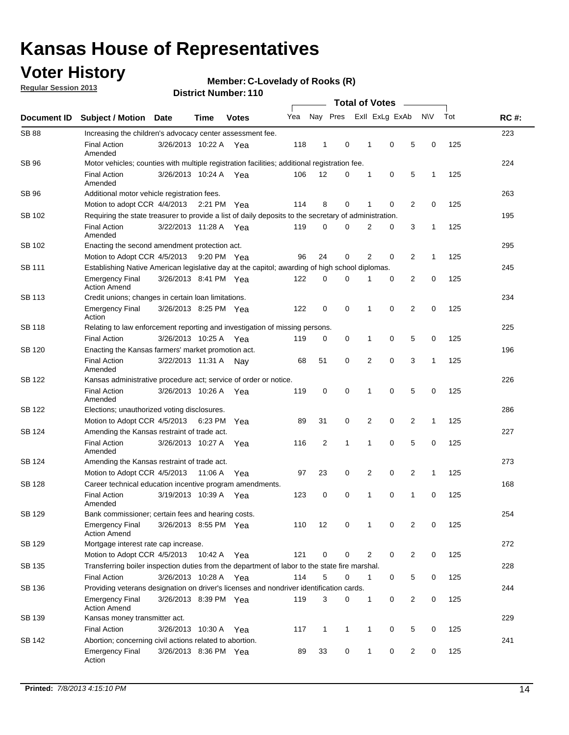# Kansas House of Representatives

## Voter History

**Regular Session 2013**

**Member: C-Lovelady of Rooks (R)**

**District Number: 110**

| Document ID | Subject / Motion | Date | Time | Votes | Yea | Nay | Pres | ExII | ExLg | ExAb | N\V | Tot | RC #: |
|---|---|---|---|---|---|---|---|---|---|---|---|---|---|
| SB 88 | Increasing the children's advocacy center assessment fee. | | | | | | | | | | | | 223 |
| | Final Action Amended | 3/26/2013 | 10:22 A | Yea | 118 | 1 | 0 | 1 | 0 | 5 | 0 | 125 | |
| SB 96 | Motor vehicles; counties with multiple registration facilities; additional registration fee. | | | | | | | | | | | | 224 |
| | Final Action Amended | 3/26/2013 | 10:24 A | Yea | 106 | 12 | 0 | 1 | 0 | 5 | 1 | 125 | |
| SB 96 | Additional motor vehicle registration fees. | | | | | | | | | | | | 263 |
| | Motion to adopt CCR | 4/4/2013 | 2:21 PM | Yea | 114 | 8 | 0 | 1 | 0 | 2 | 0 | 125 | |
| SB 102 | Requiring the state treasurer to provide a list of daily deposits to the secretary of administration. | | | | | | | | | | | | 195 |
| | Final Action Amended | 3/22/2013 | 11:28 A | Yea | 119 | 0 | 0 | 2 | 0 | 3 | 1 | 125 | |
| SB 102 | Enacting the second amendment protection act. | | | | | | | | | | | | 295 |
| | Motion to Adopt CCR | 4/5/2013 | 9:20 PM | Yea | 96 | 24 | 0 | 2 | 0 | 2 | 1 | 125 | |
| SB 111 | Establishing Native American legislative day at the capitol; awarding of high school diplomas. | | | | | | | | | | | | 245 |
| | Emergency Final Action Amend | 3/26/2013 | 8:41 PM | Yea | 122 | 0 | 0 | 1 | 0 | 2 | 0 | 125 | |
| SB 113 | Credit unions; changes in certain loan limitations. | | | | | | | | | | | | 234 |
| | Emergency Final Action | 3/26/2013 | 8:25 PM | Yea | 122 | 0 | 0 | 1 | 0 | 2 | 0 | 125 | |
| SB 118 | Relating to law enforcement reporting and investigation of missing persons. | | | | | | | | | | | | 225 |
| | Final Action | 3/26/2013 | 10:25 A | Yea | 119 | 0 | 0 | 1 | 0 | 5 | 0 | 125 | |
| SB 120 | Enacting the Kansas farmers' market promotion act. | | | | | | | | | | | | 196 |
| | Final Action Amended | 3/22/2013 | 11:31 A | Nay | 68 | 51 | 0 | 2 | 0 | 3 | 1 | 125 | |
| SB 122 | Kansas administrative procedure act; service of order or notice. | | | | | | | | | | | | 226 |
| | Final Action Amended | 3/26/2013 | 10:26 A | Yea | 119 | 0 | 0 | 1 | 0 | 5 | 0 | 125 | |
| SB 122 | Elections; unauthorized voting disclosures. | | | | | | | | | | | | 286 |
| | Motion to Adopt CCR | 4/5/2013 | 6:23 PM | Yea | 89 | 31 | 0 | 2 | 0 | 2 | 1 | 125 | |
| SB 124 | Amending the Kansas restraint of trade act. | | | | | | | | | | | | 227 |
| | Final Action Amended | 3/26/2013 | 10:27 A | Yea | 116 | 2 | 1 | 1 | 0 | 5 | 0 | 125 | |
| SB 124 | Amending the Kansas restraint of trade act. | | | | | | | | | | | | 273 |
| | Motion to Adopt CCR | 4/5/2013 | 11:06 A | Yea | 97 | 23 | 0 | 2 | 0 | 2 | 1 | 125 | |
| SB 128 | Career technical education incentive program amendments. | | | | | | | | | | | | 168 |
| | Final Action Amended | 3/19/2013 | 10:39 A | Yea | 123 | 0 | 0 | 1 | 0 | 1 | 0 | 125 | |
| SB 129 | Bank commissioner; certain fees and hearing costs. | | | | | | | | | | | | 254 |
| | Emergency Final Action Amend | 3/26/2013 | 8:55 PM | Yea | 110 | 12 | 0 | 1 | 0 | 2 | 0 | 125 | |
| SB 129 | Mortgage interest rate cap increase. | | | | | | | | | | | | 272 |
| | Motion to Adopt CCR | 4/5/2013 | 10:42 A | Yea | 121 | 0 | 0 | 2 | 0 | 2 | 0 | 125 | |
| SB 135 | Transferring boiler inspection duties from the department of labor to the state fire marshal. | | | | | | | | | | | | 228 |
| | Final Action | 3/26/2013 | 10:28 A | Yea | 114 | 5 | 0 | 1 | 0 | 5 | 0 | 125 | |
| SB 136 | Providing veterans designation on driver's licenses and nondriver identification cards. | | | | | | | | | | | | 244 |
| | Emergency Final Action Amend | 3/26/2013 | 8:39 PM | Yea | 119 | 3 | 0 | 1 | 0 | 2 | 0 | 125 | |
| SB 139 | Kansas money transmitter act. | | | | | | | | | | | | 229 |
| | Final Action | 3/26/2013 | 10:30 A | Yea | 117 | 1 | 1 | 1 | 0 | 5 | 0 | 125 | |
| SB 142 | Abortion; concerning civil actions related to abortion. | | | | | | | | | | | | 241 |
| | Emergency Final Action | 3/26/2013 | 8:36 PM | Yea | 89 | 33 | 0 | 1 | 0 | 2 | 0 | 125 | |

**Printed:** *7/8/2013 4:15:10 PM*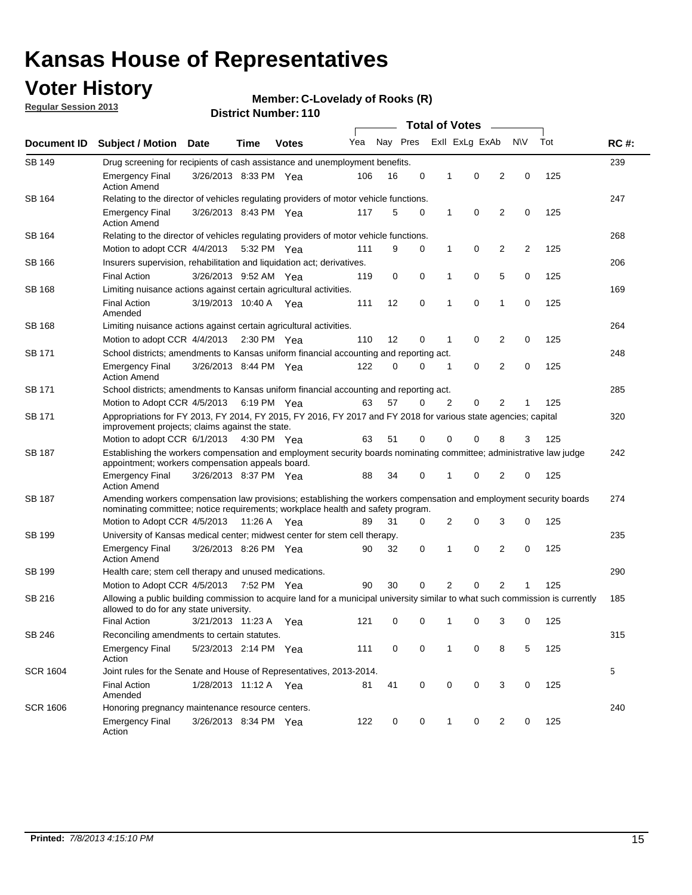# Kansas House of Representatives

## Voter History

**Regular Session 2013**

**Member: C-Lovelady of Rooks (R)**

**District Number: 110**

| Document ID | Subject / Motion | Date | Time | Votes | Yea | Nay | Pres | ExII | ExLg | ExAb | N\V | Tot | RC #: |
|---|---|---|---|---|---|---|---|---|---|---|---|---|---|
| SB 149 | Drug screening for recipients of cash assistance and unemployment benefits. | | | | | | | | | | | | 239 |
| | Emergency Final Action Amend | 3/26/2013 | 8:33 PM | Yea | 106 | 16 | 0 | 1 | 0 | 2 | 0 | 125 | |
| SB 164 | Relating to the director of vehicles regulating providers of motor vehicle functions. | | | | | | | | | | | | 247 |
| | Emergency Final Action Amend | 3/26/2013 | 8:43 PM | Yea | 117 | 5 | 0 | 1 | 0 | 2 | 0 | 125 | |
| SB 164 | Relating to the director of vehicles regulating providers of motor vehicle functions. | | | | | | | | | | | | 268 |
| | Motion to adopt CCR | 4/4/2013 | 5:32 PM | Yea | 111 | 9 | 0 | 1 | 0 | 2 | 2 | 125 | |
| SB 166 | Insurers supervision, rehabilitation and liquidation act; derivatives. | | | | | | | | | | | | 206 |
| | Final Action | 3/26/2013 | 9:52 AM | Yea | 119 | 0 | 0 | 1 | 0 | 5 | 0 | 125 | |
| SB 168 | Limiting nuisance actions against certain agricultural activities. | | | | | | | | | | | | 169 |
| | Final Action Amended | 3/19/2013 | 10:40 A | Yea | 111 | 12 | 0 | 1 | 0 | 1 | 0 | 125 | |
| SB 168 | Limiting nuisance actions against certain agricultural activities. | | | | | | | | | | | | 264 |
| | Motion to adopt CCR | 4/4/2013 | 2:30 PM | Yea | 110 | 12 | 0 | 1 | 0 | 2 | 0 | 125 | |
| SB 171 | School districts; amendments to Kansas uniform financial accounting and reporting act. | | | | | | | | | | | | 248 |
| | Emergency Final Action Amend | 3/26/2013 | 8:44 PM | Yea | 122 | 0 | 0 | 1 | 0 | 2 | 0 | 125 | |
| SB 171 | School districts; amendments to Kansas uniform financial accounting and reporting act. | | | | | | | | | | | | 285 |
| | Motion to Adopt CCR | 4/5/2013 | 6:19 PM | Yea | 63 | 57 | 0 | 2 | 0 | 2 | 1 | 125 | |
| SB 171 | Appropriations for FY 2013, FY 2014, FY 2015, FY 2016, FY 2017 and FY 2018 for various state agencies; capital improvement projects; claims against the state. | | | | | | | | | | | | 320 |
| | Motion to adopt CCR | 6/1/2013 | 4:30 PM | Yea | 63 | 51 | 0 | 0 | 0 | 8 | 3 | 125 | |
| SB 187 | Establishing the workers compensation and employment security boards nominating committee; administrative law judge appointment; workers compensation appeals board. | | | | | | | | | | | | 242 |
| | Emergency Final Action Amend | 3/26/2013 | 8:37 PM | Yea | 88 | 34 | 0 | 1 | 0 | 2 | 0 | 125 | |
| SB 187 | Amending workers compensation law provisions; establishing the workers compensation and employment security boards nominating committee; notice requirements; workplace health and safety program. | | | | | | | | | | | | 274 |
| | Motion to Adopt CCR | 4/5/2013 | 11:26 A | Yea | 89 | 31 | 0 | 2 | 0 | 3 | 0 | 125 | |
| SB 199 | University of Kansas medical center; midwest center for stem cell therapy. | | | | | | | | | | | | 235 |
| | Emergency Final Action Amend | 3/26/2013 | 8:26 PM | Yea | 90 | 32 | 0 | 1 | 0 | 2 | 0 | 125 | |
| SB 199 | Health care; stem cell therapy and unused medications. | | | | | | | | | | | | 290 |
| | Motion to Adopt CCR | 4/5/2013 | 7:52 PM | Yea | 90 | 30 | 0 | 2 | 0 | 2 | 1 | 125 | |
| SB 216 | Allowing a public building commission to acquire land for a municipal university similar to what such commission is currently allowed to do for any state university. | | | | | | | | | | | | 185 |
| | Final Action | 3/21/2013 | 11:23 A | Yea | 121 | 0 | 0 | 1 | 0 | 3 | 0 | 125 | |
| SB 246 | Reconciling amendments to certain statutes. | | | | | | | | | | | | 315 |
| | Emergency Final Action | 5/23/2013 | 2:14 PM | Yea | 111 | 0 | 0 | 1 | 0 | 8 | 5 | 125 | |
| SCR 1604 | Joint rules for the Senate and House of Representatives, 2013-2014. | | | | | | | | | | | | 5 |
| | Final Action Amended | 1/28/2013 | 11:12 A | Yea | 81 | 41 | 0 | 0 | 0 | 3 | 0 | 125 | |
| SCR 1606 | Honoring pregnancy maintenance resource centers. | | | | | | | | | | | | 240 |
| | Emergency Final Action | 3/26/2013 | 8:34 PM | Yea | 122 | 0 | 0 | 1 | 0 | 2 | 0 | 125 | |

**Printed:** *7/8/2013 4:15:10 PM*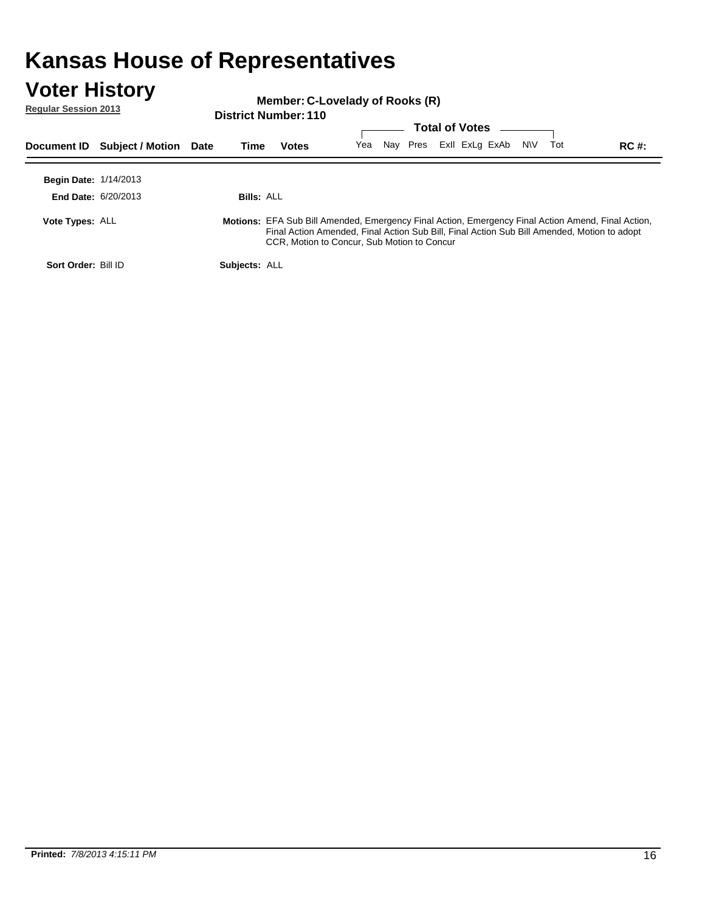# Kansas House of Representatives

## Voter History

**Regular Session 2013**

**Member: C-Lovelady of Rooks (R)**

**District Number: 110**

| Document ID | Subject / Motion | Date | Time | Votes | Yea | Nay | Pres | ExII | ExLg | ExAb | N\V | Tot | RC #: |
|---|---|---|---|---|---|---|---|---|---|---|---|---|---|

**Begin Date:** 1/14/2013

**End Date:** 6/20/2013

**Bills:** ALL

**Vote Types:** ALL

**Motions:** EFA Sub Bill Amended, Emergency Final Action, Emergency Final Action Amend, Final Action, Final Action Amended, Final Action Sub Bill, Final Action Sub Bill Amended, Motion to adopt CCR, Motion to Concur, Sub Motion to Concur

**Sort Order:** Bill ID

**Subjects:** ALL

**Printed:** *7/8/2013 4:15:11 PM*